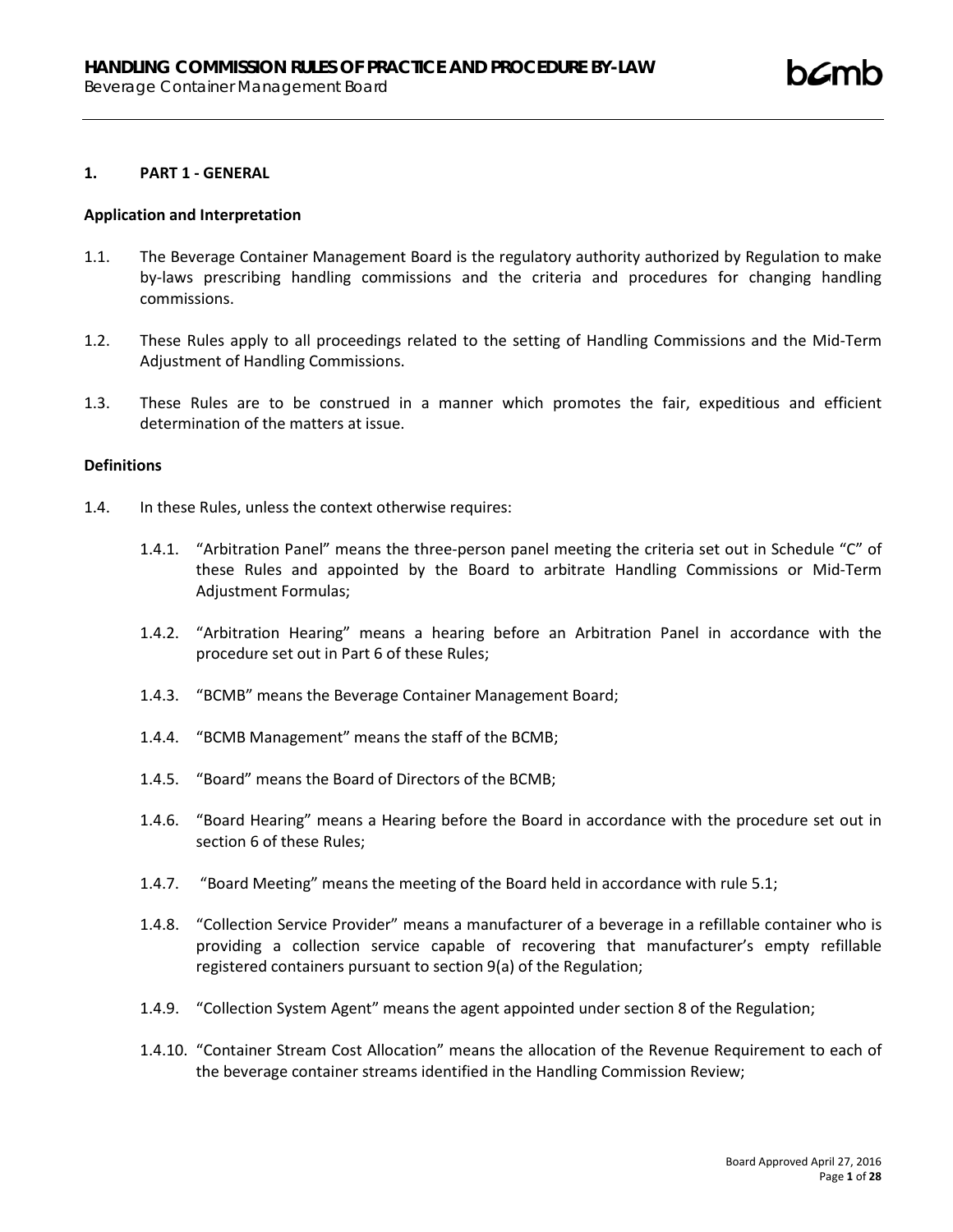## 1. PART 1 - GENERAL

### Application and Interpretation

1.1. The Beverage Container Management Board is the regulatory authority authorized by Regulation to make by-laws prescribing handling commissions and the criteria and procedures for changing handling commissions.

1.2. These Rules apply to all proceedings related to the setting of Handling Commissions and the Mid-Term Adjustment of Handling Commissions.

1.3. These Rules are to be construed in a manner which promotes the fair, expeditious and efficient determination of the matters at issue.

### Definitions

1.4. In these Rules, unless the context otherwise requires:

1.4.1. "Arbitration Panel" means the three-person panel meeting the criteria set out in Schedule "C" of these Rules and appointed by the Board to arbitrate Handling Commissions or Mid-Term Adjustment Formulas;

1.4.2. "Arbitration Hearing" means a hearing before an Arbitration Panel in accordance with the procedure set out in Part 6 of these Rules;

1.4.3. "BCMB" means the Beverage Container Management Board;

1.4.4. "BCMB Management" means the staff of the BCMB;

1.4.5. "Board" means the Board of Directors of the BCMB;

1.4.6. "Board Hearing" means a Hearing before the Board in accordance with the procedure set out in section 6 of these Rules;

1.4.7. "Board Meeting" means the meeting of the Board held in accordance with rule 5.1;

1.4.8. "Collection Service Provider" means a manufacturer of a beverage in a refillable container who is providing a collection service capable of recovering that manufacturer's empty refillable registered containers pursuant to section 9(a) of the Regulation;

1.4.9. "Collection System Agent" means the agent appointed under section 8 of the Regulation;

1.4.10. "Container Stream Cost Allocation" means the allocation of the Revenue Requirement to each of the beverage container streams identified in the Handling Commission Review;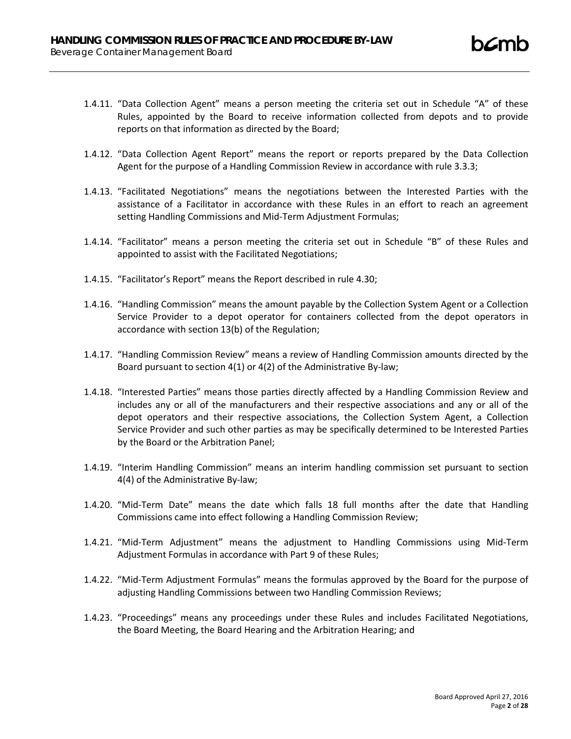1.4.11. "Data Collection Agent" means a person meeting the criteria set out in Schedule "A" of these Rules, appointed by the Board to receive information collected from depots and to provide reports on that information as directed by the Board;

1.4.12. "Data Collection Agent Report" means the report or reports prepared by the Data Collection Agent for the purpose of a Handling Commission Review in accordance with rule 3.3.3;

1.4.13. "Facilitated Negotiations" means the negotiations between the Interested Parties with the assistance of a Facilitator in accordance with these Rules in an effort to reach an agreement setting Handling Commissions and Mid-Term Adjustment Formulas;

1.4.14. "Facilitator" means a person meeting the criteria set out in Schedule "B" of these Rules and appointed to assist with the Facilitated Negotiations;

1.4.15. "Facilitator's Report" means the Report described in rule 4.30;

1.4.16. "Handling Commission" means the amount payable by the Collection System Agent or a Collection Service Provider to a depot operator for containers collected from the depot operators in accordance with section 13(b) of the Regulation;

1.4.17. "Handling Commission Review" means a review of Handling Commission amounts directed by the Board pursuant to section 4(1) or 4(2) of the Administrative By-law;

1.4.18. "Interested Parties" means those parties directly affected by a Handling Commission Review and includes any or all of the manufacturers and their respective associations and any or all of the depot operators and their respective associations, the Collection System Agent, a Collection Service Provider and such other parties as may be specifically determined to be Interested Parties by the Board or the Arbitration Panel;

1.4.19. "Interim Handling Commission" means an interim handling commission set pursuant to section 4(4) of the Administrative By-law;

1.4.20. "Mid-Term Date" means the date which falls 18 full months after the date that Handling Commissions came into effect following a Handling Commission Review;

1.4.21. "Mid-Term Adjustment" means the adjustment to Handling Commissions using Mid-Term Adjustment Formulas in accordance with Part 9 of these Rules;

1.4.22. "Mid-Term Adjustment Formulas" means the formulas approved by the Board for the purpose of adjusting Handling Commissions between two Handling Commission Reviews;

1.4.23. "Proceedings" means any proceedings under these Rules and includes Facilitated Negotiations, the Board Meeting, the Board Hearing and the Arbitration Hearing; and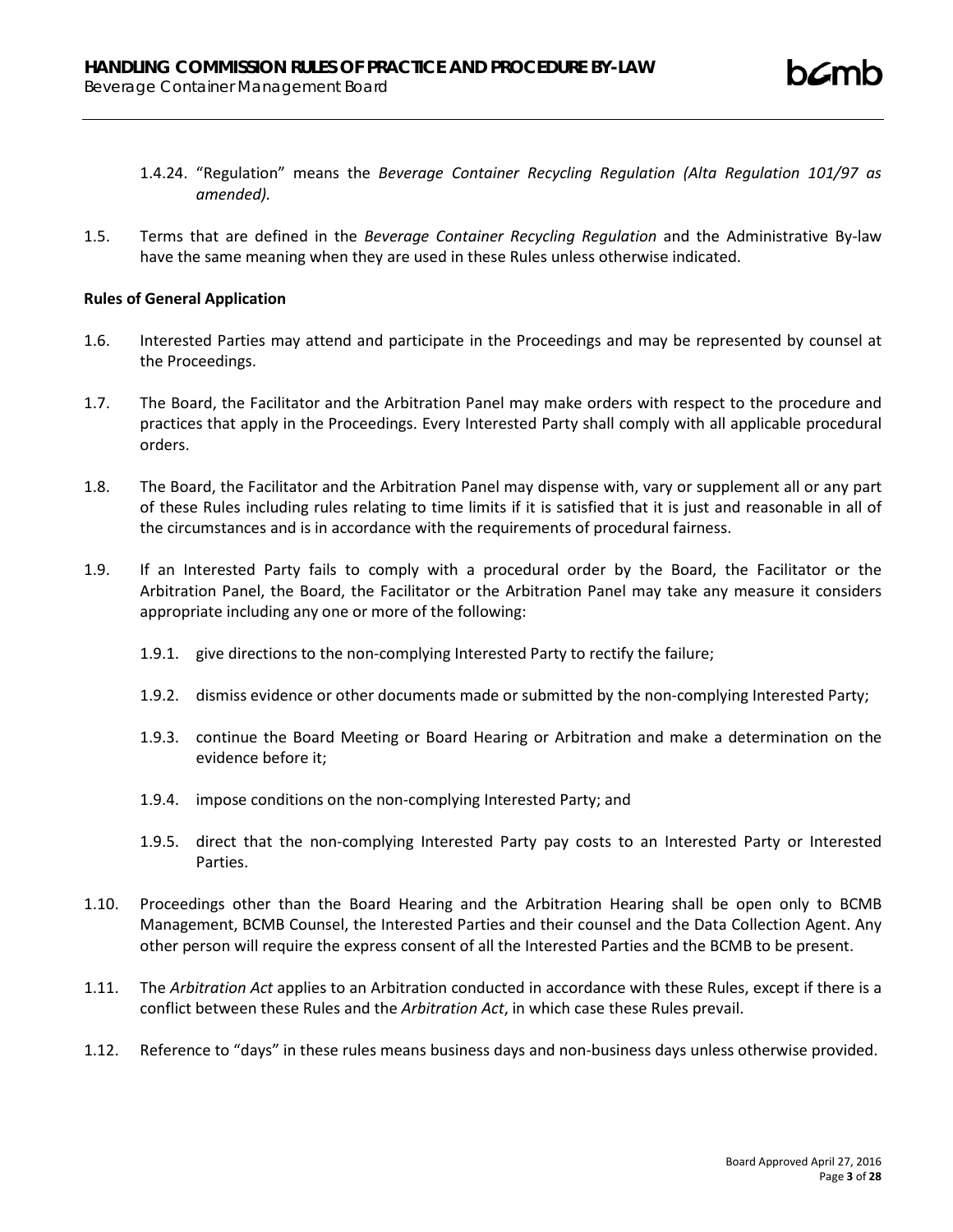1.4.24. "Regulation" means the *Beverage Container Recycling Regulation (Alta Regulation 101/97 as amended).*

1.5. Terms that are defined in the *Beverage Container Recycling Regulation* and the Administrative By-law have the same meaning when they are used in these Rules unless otherwise indicated.

**Rules of General Application**

1.6. Interested Parties may attend and participate in the Proceedings and may be represented by counsel at the Proceedings.

1.7. The Board, the Facilitator and the Arbitration Panel may make orders with respect to the procedure and practices that apply in the Proceedings. Every Interested Party shall comply with all applicable procedural orders.

1.8. The Board, the Facilitator and the Arbitration Panel may dispense with, vary or supplement all or any part of these Rules including rules relating to time limits if it is satisfied that it is just and reasonable in all of the circumstances and is in accordance with the requirements of procedural fairness.

1.9. If an Interested Party fails to comply with a procedural order by the Board, the Facilitator or the Arbitration Panel, the Board, the Facilitator or the Arbitration Panel may take any measure it considers appropriate including any one or more of the following:

1.9.1. give directions to the non-complying Interested Party to rectify the failure;

1.9.2. dismiss evidence or other documents made or submitted by the non-complying Interested Party;

1.9.3. continue the Board Meeting or Board Hearing or Arbitration and make a determination on the evidence before it;

1.9.4. impose conditions on the non-complying Interested Party; and

1.9.5. direct that the non-complying Interested Party pay costs to an Interested Party or Interested Parties.

1.10. Proceedings other than the Board Hearing and the Arbitration Hearing shall be open only to BCMB Management, BCMB Counsel, the Interested Parties and their counsel and the Data Collection Agent. Any other person will require the express consent of all the Interested Parties and the BCMB to be present.

1.11. The *Arbitration Act* applies to an Arbitration conducted in accordance with these Rules, except if there is a conflict between these Rules and the *Arbitration Act*, in which case these Rules prevail.

1.12. Reference to "days" in these rules means business days and non-business days unless otherwise provided.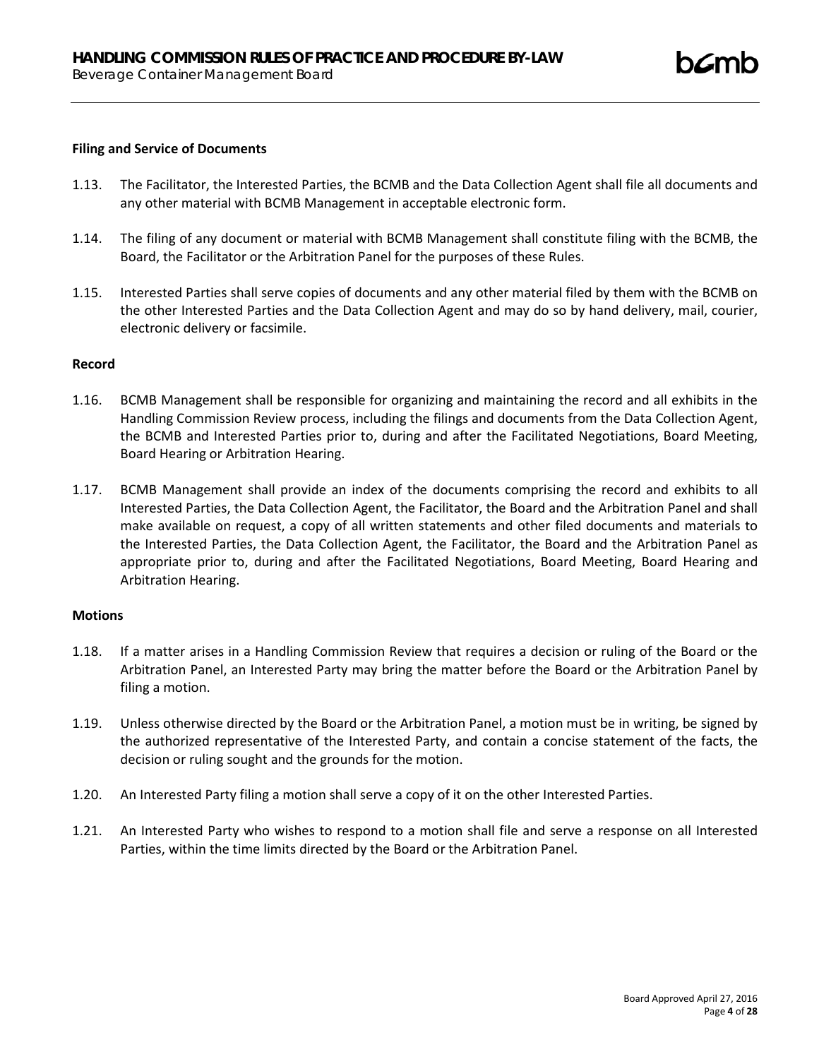**Filing and Service of Documents**

1.13. The Facilitator, the Interested Parties, the BCMB and the Data Collection Agent shall file all documents and any other material with BCMB Management in acceptable electronic form.

1.14. The filing of any document or material with BCMB Management shall constitute filing with the BCMB, the Board, the Facilitator or the Arbitration Panel for the purposes of these Rules.

1.15. Interested Parties shall serve copies of documents and any other material filed by them with the BCMB on the other Interested Parties and the Data Collection Agent and may do so by hand delivery, mail, courier, electronic delivery or facsimile.

**Record**

1.16. BCMB Management shall be responsible for organizing and maintaining the record and all exhibits in the Handling Commission Review process, including the filings and documents from the Data Collection Agent, the BCMB and Interested Parties prior to, during and after the Facilitated Negotiations, Board Meeting, Board Hearing or Arbitration Hearing.

1.17. BCMB Management shall provide an index of the documents comprising the record and exhibits to all Interested Parties, the Data Collection Agent, the Facilitator, the Board and the Arbitration Panel and shall make available on request, a copy of all written statements and other filed documents and materials to the Interested Parties, the Data Collection Agent, the Facilitator, the Board and the Arbitration Panel as appropriate prior to, during and after the Facilitated Negotiations, Board Meeting, Board Hearing and Arbitration Hearing.

**Motions**

1.18. If a matter arises in a Handling Commission Review that requires a decision or ruling of the Board or the Arbitration Panel, an Interested Party may bring the matter before the Board or the Arbitration Panel by filing a motion.

1.19. Unless otherwise directed by the Board or the Arbitration Panel, a motion must be in writing, be signed by the authorized representative of the Interested Party, and contain a concise statement of the facts, the decision or ruling sought and the grounds for the motion.

1.20. An Interested Party filing a motion shall serve a copy of it on the other Interested Parties.

1.21. An Interested Party who wishes to respond to a motion shall file and serve a response on all Interested Parties, within the time limits directed by the Board or the Arbitration Panel.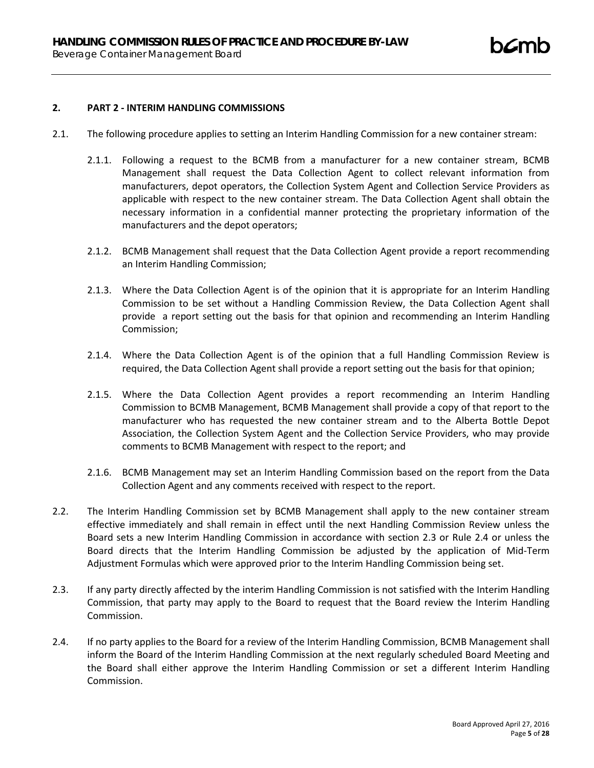## 2. PART 2 - INTERIM HANDLING COMMISSIONS

2.1. The following procedure applies to setting an Interim Handling Commission for a new container stream:

2.1.1. Following a request to the BCMB from a manufacturer for a new container stream, BCMB Management shall request the Data Collection Agent to collect relevant information from manufacturers, depot operators, the Collection System Agent and Collection Service Providers as applicable with respect to the new container stream. The Data Collection Agent shall obtain the necessary information in a confidential manner protecting the proprietary information of the manufacturers and the depot operators;

2.1.2. BCMB Management shall request that the Data Collection Agent provide a report recommending an Interim Handling Commission;

2.1.3. Where the Data Collection Agent is of the opinion that it is appropriate for an Interim Handling Commission to be set without a Handling Commission Review, the Data Collection Agent shall provide a report setting out the basis for that opinion and recommending an Interim Handling Commission;

2.1.4. Where the Data Collection Agent is of the opinion that a full Handling Commission Review is required, the Data Collection Agent shall provide a report setting out the basis for that opinion;

2.1.5. Where the Data Collection Agent provides a report recommending an Interim Handling Commission to BCMB Management, BCMB Management shall provide a copy of that report to the manufacturer who has requested the new container stream and to the Alberta Bottle Depot Association, the Collection System Agent and the Collection Service Providers, who may provide comments to BCMB Management with respect to the report; and

2.1.6. BCMB Management may set an Interim Handling Commission based on the report from the Data Collection Agent and any comments received with respect to the report.

2.2. The Interim Handling Commission set by BCMB Management shall apply to the new container stream effective immediately and shall remain in effect until the next Handling Commission Review unless the Board sets a new Interim Handling Commission in accordance with section 2.3 or Rule 2.4 or unless the Board directs that the Interim Handling Commission be adjusted by the application of Mid-Term Adjustment Formulas which were approved prior to the Interim Handling Commission being set.

2.3. If any party directly affected by the interim Handling Commission is not satisfied with the Interim Handling Commission, that party may apply to the Board to request that the Board review the Interim Handling Commission.

2.4. If no party applies to the Board for a review of the Interim Handling Commission, BCMB Management shall inform the Board of the Interim Handling Commission at the next regularly scheduled Board Meeting and the Board shall either approve the Interim Handling Commission or set a different Interim Handling Commission.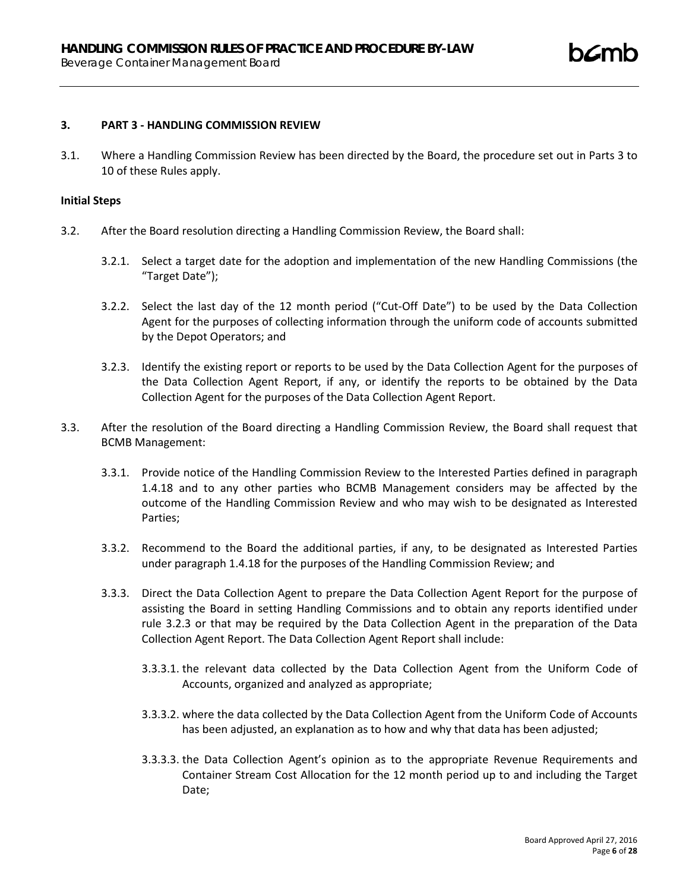## 3. PART 3 - HANDLING COMMISSION REVIEW

3.1. Where a Handling Commission Review has been directed by the Board, the procedure set out in Parts 3 to 10 of these Rules apply.

**Initial Steps**

3.2. After the Board resolution directing a Handling Commission Review, the Board shall:

3.2.1. Select a target date for the adoption and implementation of the new Handling Commissions (the "Target Date");

3.2.2. Select the last day of the 12 month period ("Cut-Off Date") to be used by the Data Collection Agent for the purposes of collecting information through the uniform code of accounts submitted by the Depot Operators; and

3.2.3. Identify the existing report or reports to be used by the Data Collection Agent for the purposes of the Data Collection Agent Report, if any, or identify the reports to be obtained by the Data Collection Agent for the purposes of the Data Collection Agent Report.

3.3. After the resolution of the Board directing a Handling Commission Review, the Board shall request that BCMB Management:

3.3.1. Provide notice of the Handling Commission Review to the Interested Parties defined in paragraph 1.4.18 and to any other parties who BCMB Management considers may be affected by the outcome of the Handling Commission Review and who may wish to be designated as Interested Parties;

3.3.2. Recommend to the Board the additional parties, if any, to be designated as Interested Parties under paragraph 1.4.18 for the purposes of the Handling Commission Review; and

3.3.3. Direct the Data Collection Agent to prepare the Data Collection Agent Report for the purpose of assisting the Board in setting Handling Commissions and to obtain any reports identified under rule 3.2.3 or that may be required by the Data Collection Agent in the preparation of the Data Collection Agent Report. The Data Collection Agent Report shall include:

3.3.3.1. the relevant data collected by the Data Collection Agent from the Uniform Code of Accounts, organized and analyzed as appropriate;

3.3.3.2. where the data collected by the Data Collection Agent from the Uniform Code of Accounts has been adjusted, an explanation as to how and why that data has been adjusted;

3.3.3.3. the Data Collection Agent's opinion as to the appropriate Revenue Requirements and Container Stream Cost Allocation for the 12 month period up to and including the Target Date;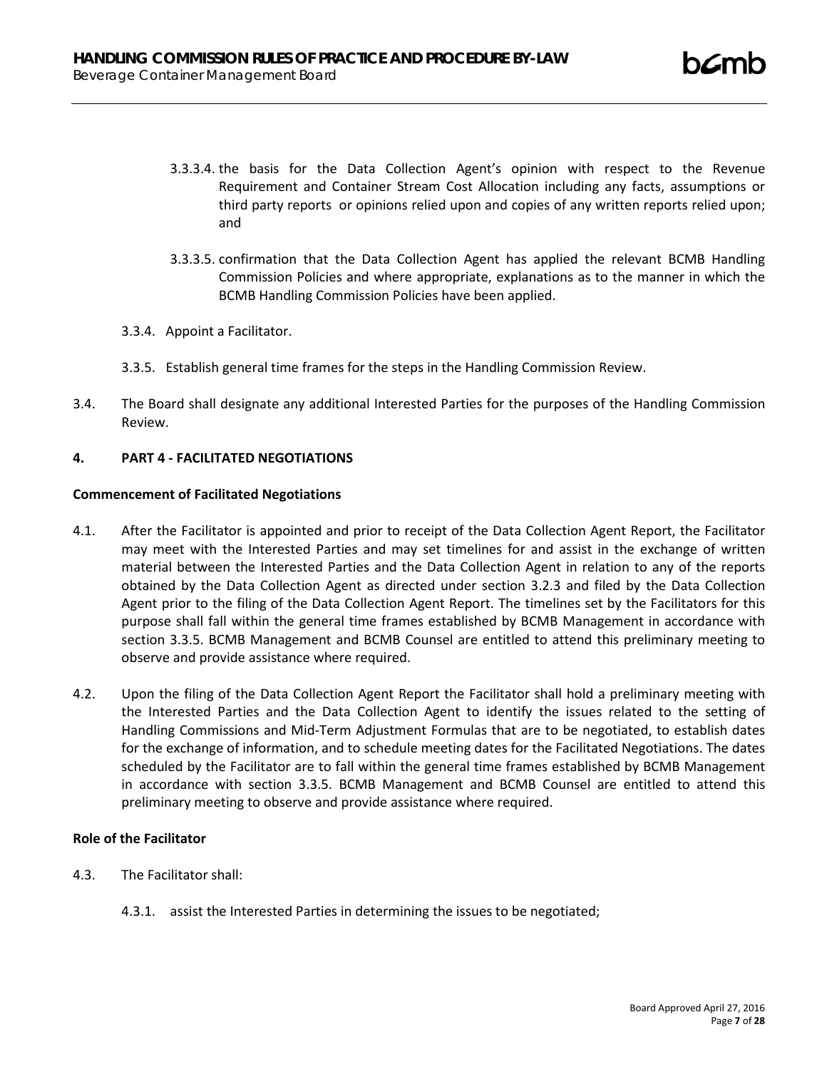3.3.3.4. the basis for the Data Collection Agent's opinion with respect to the Revenue Requirement and Container Stream Cost Allocation including any facts, assumptions or third party reports or opinions relied upon and copies of any written reports relied upon; and

3.3.3.5. confirmation that the Data Collection Agent has applied the relevant BCMB Handling Commission Policies and where appropriate, explanations as to the manner in which the BCMB Handling Commission Policies have been applied.

3.3.4. Appoint a Facilitator.

3.3.5. Establish general time frames for the steps in the Handling Commission Review.

3.4. The Board shall designate any additional Interested Parties for the purposes of the Handling Commission Review.

## 4. PART 4 - FACILITATED NEGOTIATIONS

**Commencement of Facilitated Negotiations**

4.1. After the Facilitator is appointed and prior to receipt of the Data Collection Agent Report, the Facilitator may meet with the Interested Parties and may set timelines for and assist in the exchange of written material between the Interested Parties and the Data Collection Agent in relation to any of the reports obtained by the Data Collection Agent as directed under section 3.2.3 and filed by the Data Collection Agent prior to the filing of the Data Collection Agent Report. The timelines set by the Facilitators for this purpose shall fall within the general time frames established by BCMB Management in accordance with section 3.3.5. BCMB Management and BCMB Counsel are entitled to attend this preliminary meeting to observe and provide assistance where required.

4.2. Upon the filing of the Data Collection Agent Report the Facilitator shall hold a preliminary meeting with the Interested Parties and the Data Collection Agent to identify the issues related to the setting of Handling Commissions and Mid-Term Adjustment Formulas that are to be negotiated, to establish dates for the exchange of information, and to schedule meeting dates for the Facilitated Negotiations. The dates scheduled by the Facilitator are to fall within the general time frames established by BCMB Management in accordance with section 3.3.5. BCMB Management and BCMB Counsel are entitled to attend this preliminary meeting to observe and provide assistance where required.

**Role of the Facilitator**

4.3. The Facilitator shall:

4.3.1. assist the Interested Parties in determining the issues to be negotiated;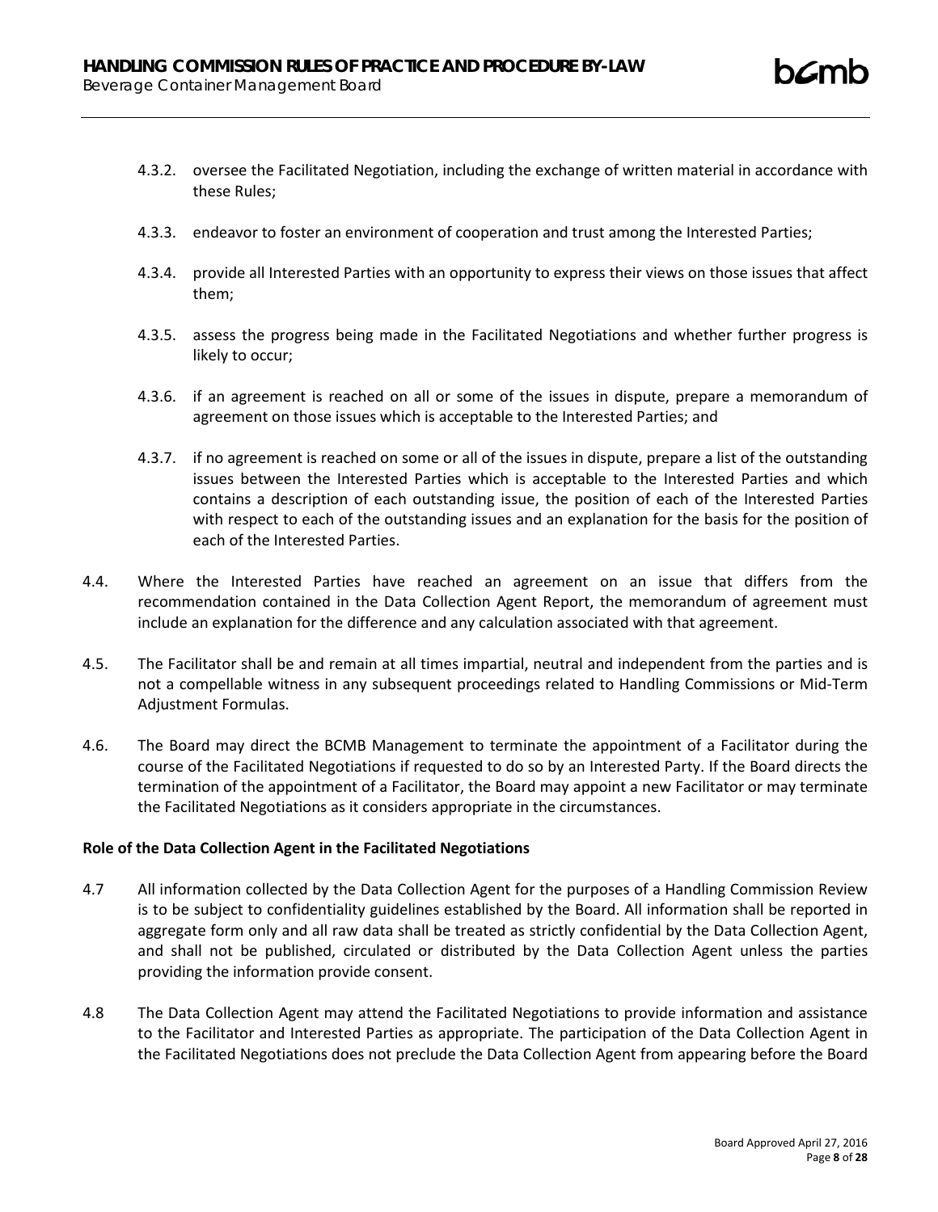4.3.2. oversee the Facilitated Negotiation, including the exchange of written material in accordance with these Rules;

4.3.3. endeavor to foster an environment of cooperation and trust among the Interested Parties;

4.3.4. provide all Interested Parties with an opportunity to express their views on those issues that affect them;

4.3.5. assess the progress being made in the Facilitated Negotiations and whether further progress is likely to occur;

4.3.6. if an agreement is reached on all or some of the issues in dispute, prepare a memorandum of agreement on those issues which is acceptable to the Interested Parties; and

4.3.7. if no agreement is reached on some or all of the issues in dispute, prepare a list of the outstanding issues between the Interested Parties which is acceptable to the Interested Parties and which contains a description of each outstanding issue, the position of each of the Interested Parties with respect to each of the outstanding issues and an explanation for the basis for the position of each of the Interested Parties.

4.4. Where the Interested Parties have reached an agreement on an issue that differs from the recommendation contained in the Data Collection Agent Report, the memorandum of agreement must include an explanation for the difference and any calculation associated with that agreement.

4.5. The Facilitator shall be and remain at all times impartial, neutral and independent from the parties and is not a compellable witness in any subsequent proceedings related to Handling Commissions or Mid-Term Adjustment Formulas.

4.6. The Board may direct the BCMB Management to terminate the appointment of a Facilitator during the course of the Facilitated Negotiations if requested to do so by an Interested Party. If the Board directs the termination of the appointment of a Facilitator, the Board may appoint a new Facilitator or may terminate the Facilitated Negotiations as it considers appropriate in the circumstances.

**Role of the Data Collection Agent in the Facilitated Negotiations**

4.7 All information collected by the Data Collection Agent for the purposes of a Handling Commission Review is to be subject to confidentiality guidelines established by the Board. All information shall be reported in aggregate form only and all raw data shall be treated as strictly confidential by the Data Collection Agent, and shall not be published, circulated or distributed by the Data Collection Agent unless the parties providing the information provide consent.

4.8 The Data Collection Agent may attend the Facilitated Negotiations to provide information and assistance to the Facilitator and Interested Parties as appropriate. The participation of the Data Collection Agent in the Facilitated Negotiations does not preclude the Data Collection Agent from appearing before the Board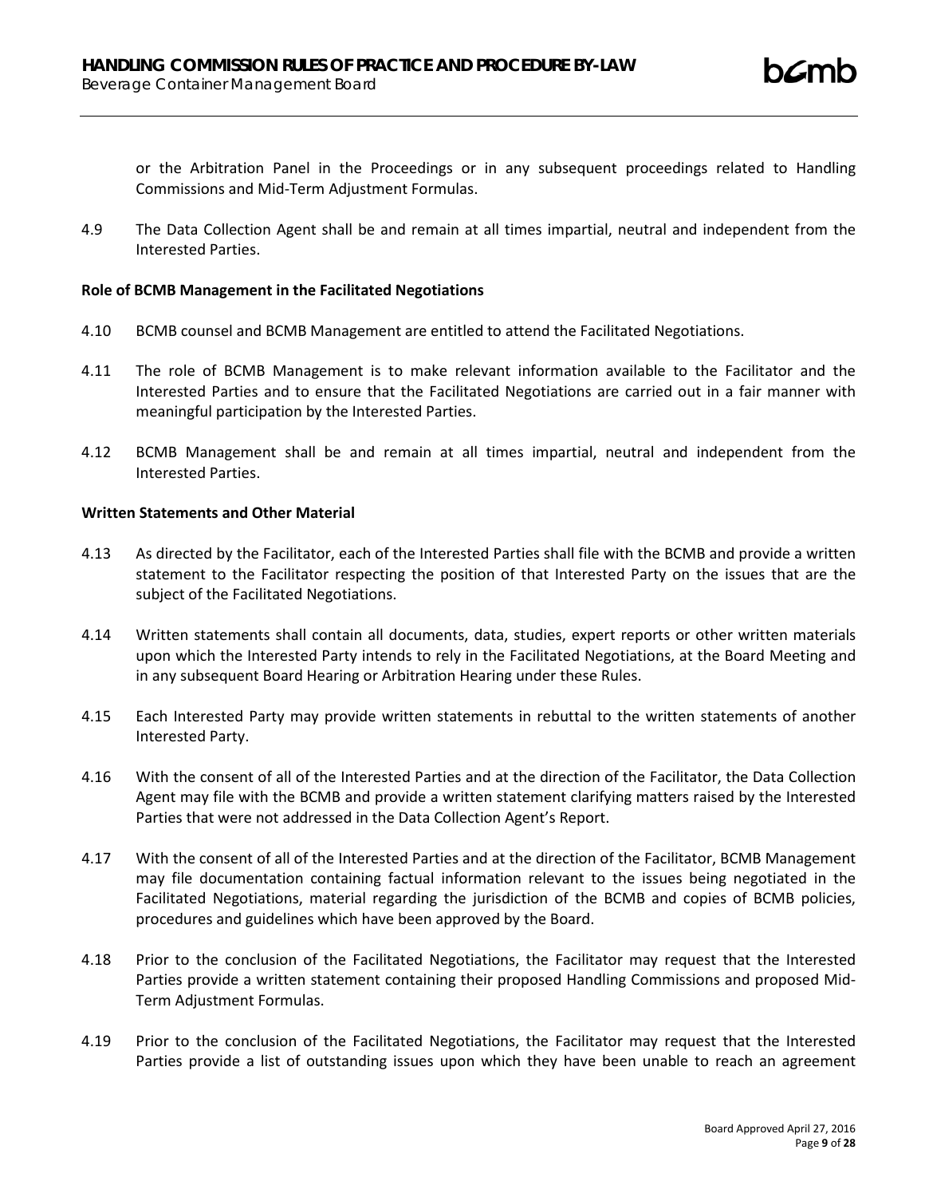or the Arbitration Panel in the Proceedings or in any subsequent proceedings related to Handling Commissions and Mid-Term Adjustment Formulas.

4.9 The Data Collection Agent shall be and remain at all times impartial, neutral and independent from the Interested Parties.

**Role of BCMB Management in the Facilitated Negotiations**

4.10 BCMB counsel and BCMB Management are entitled to attend the Facilitated Negotiations.

4.11 The role of BCMB Management is to make relevant information available to the Facilitator and the Interested Parties and to ensure that the Facilitated Negotiations are carried out in a fair manner with meaningful participation by the Interested Parties.

4.12 BCMB Management shall be and remain at all times impartial, neutral and independent from the Interested Parties.

**Written Statements and Other Material**

4.13 As directed by the Facilitator, each of the Interested Parties shall file with the BCMB and provide a written statement to the Facilitator respecting the position of that Interested Party on the issues that are the subject of the Facilitated Negotiations.

4.14 Written statements shall contain all documents, data, studies, expert reports or other written materials upon which the Interested Party intends to rely in the Facilitated Negotiations, at the Board Meeting and in any subsequent Board Hearing or Arbitration Hearing under these Rules.

4.15 Each Interested Party may provide written statements in rebuttal to the written statements of another Interested Party.

4.16 With the consent of all of the Interested Parties and at the direction of the Facilitator, the Data Collection Agent may file with the BCMB and provide a written statement clarifying matters raised by the Interested Parties that were not addressed in the Data Collection Agent's Report.

4.17 With the consent of all of the Interested Parties and at the direction of the Facilitator, BCMB Management may file documentation containing factual information relevant to the issues being negotiated in the Facilitated Negotiations, material regarding the jurisdiction of the BCMB and copies of BCMB policies, procedures and guidelines which have been approved by the Board.

4.18 Prior to the conclusion of the Facilitated Negotiations, the Facilitator may request that the Interested Parties provide a written statement containing their proposed Handling Commissions and proposed Mid-Term Adjustment Formulas.

4.19 Prior to the conclusion of the Facilitated Negotiations, the Facilitator may request that the Interested Parties provide a list of outstanding issues upon which they have been unable to reach an agreement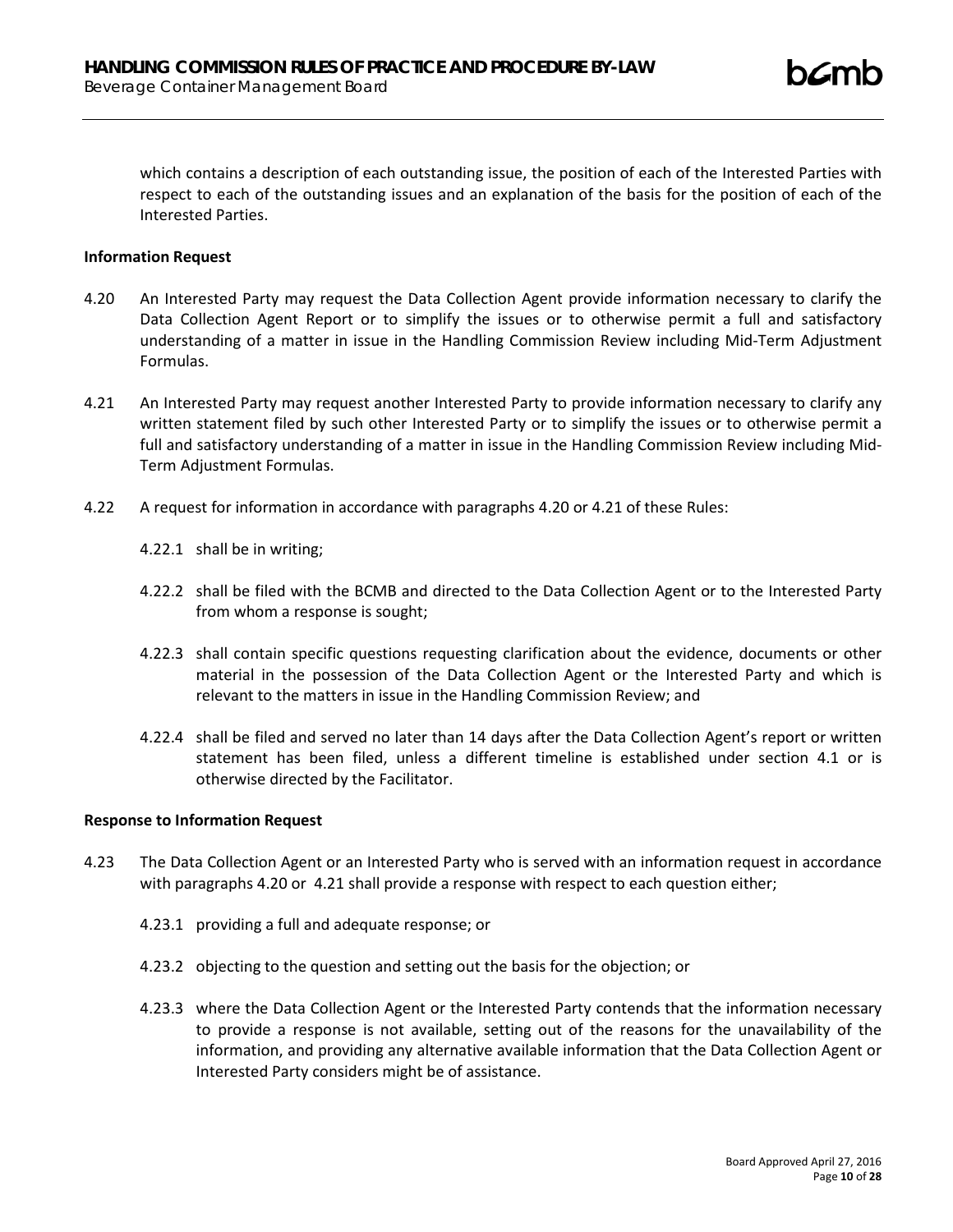which contains a description of each outstanding issue, the position of each of the Interested Parties with respect to each of the outstanding issues and an explanation of the basis for the position of each of the Interested Parties.

**Information Request**

4.20 An Interested Party may request the Data Collection Agent provide information necessary to clarify the Data Collection Agent Report or to simplify the issues or to otherwise permit a full and satisfactory understanding of a matter in issue in the Handling Commission Review including Mid-Term Adjustment Formulas.

4.21 An Interested Party may request another Interested Party to provide information necessary to clarify any written statement filed by such other Interested Party or to simplify the issues or to otherwise permit a full and satisfactory understanding of a matter in issue in the Handling Commission Review including Mid-Term Adjustment Formulas.

4.22 A request for information in accordance with paragraphs 4.20 or 4.21 of these Rules:

4.22.1 shall be in writing;

4.22.2 shall be filed with the BCMB and directed to the Data Collection Agent or to the Interested Party from whom a response is sought;

4.22.3 shall contain specific questions requesting clarification about the evidence, documents or other material in the possession of the Data Collection Agent or the Interested Party and which is relevant to the matters in issue in the Handling Commission Review; and

4.22.4 shall be filed and served no later than 14 days after the Data Collection Agent's report or written statement has been filed, unless a different timeline is established under section 4.1 or is otherwise directed by the Facilitator.

**Response to Information Request**

4.23 The Data Collection Agent or an Interested Party who is served with an information request in accordance with paragraphs 4.20 or 4.21 shall provide a response with respect to each question either;

4.23.1 providing a full and adequate response; or

4.23.2 objecting to the question and setting out the basis for the objection; or

4.23.3 where the Data Collection Agent or the Interested Party contends that the information necessary to provide a response is not available, setting out of the reasons for the unavailability of the information, and providing any alternative available information that the Data Collection Agent or Interested Party considers might be of assistance.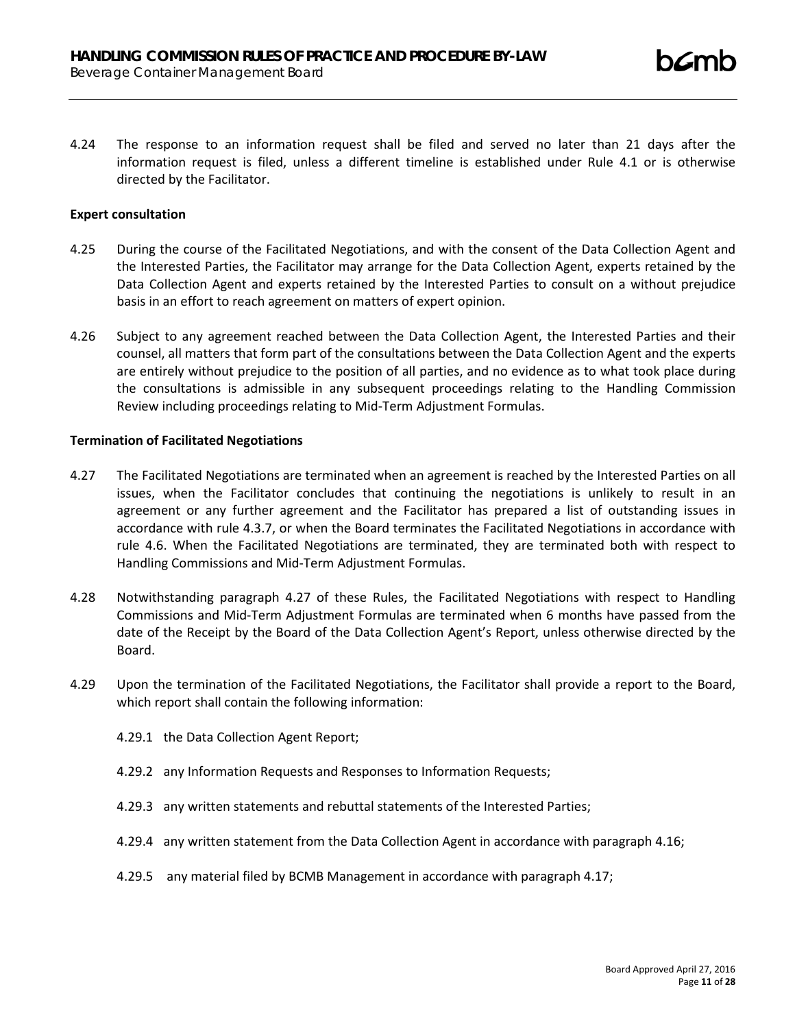4.24 The response to an information request shall be filed and served no later than 21 days after the information request is filed, unless a different timeline is established under Rule 4.1 or is otherwise directed by the Facilitator.

**Expert consultation**

4.25 During the course of the Facilitated Negotiations, and with the consent of the Data Collection Agent and the Interested Parties, the Facilitator may arrange for the Data Collection Agent, experts retained by the Data Collection Agent and experts retained by the Interested Parties to consult on a without prejudice basis in an effort to reach agreement on matters of expert opinion.

4.26 Subject to any agreement reached between the Data Collection Agent, the Interested Parties and their counsel, all matters that form part of the consultations between the Data Collection Agent and the experts are entirely without prejudice to the position of all parties, and no evidence as to what took place during the consultations is admissible in any subsequent proceedings relating to the Handling Commission Review including proceedings relating to Mid-Term Adjustment Formulas.

**Termination of Facilitated Negotiations**

4.27 The Facilitated Negotiations are terminated when an agreement is reached by the Interested Parties on all issues, when the Facilitator concludes that continuing the negotiations is unlikely to result in an agreement or any further agreement and the Facilitator has prepared a list of outstanding issues in accordance with rule 4.3.7, or when the Board terminates the Facilitated Negotiations in accordance with rule 4.6. When the Facilitated Negotiations are terminated, they are terminated both with respect to Handling Commissions and Mid-Term Adjustment Formulas.

4.28 Notwithstanding paragraph 4.27 of these Rules, the Facilitated Negotiations with respect to Handling Commissions and Mid-Term Adjustment Formulas are terminated when 6 months have passed from the date of the Receipt by the Board of the Data Collection Agent's Report, unless otherwise directed by the Board.

4.29 Upon the termination of the Facilitated Negotiations, the Facilitator shall provide a report to the Board, which report shall contain the following information:

4.29.1 the Data Collection Agent Report;

4.29.2 any Information Requests and Responses to Information Requests;

4.29.3 any written statements and rebuttal statements of the Interested Parties;

4.29.4 any written statement from the Data Collection Agent in accordance with paragraph 4.16;

4.29.5 any material filed by BCMB Management in accordance with paragraph 4.17;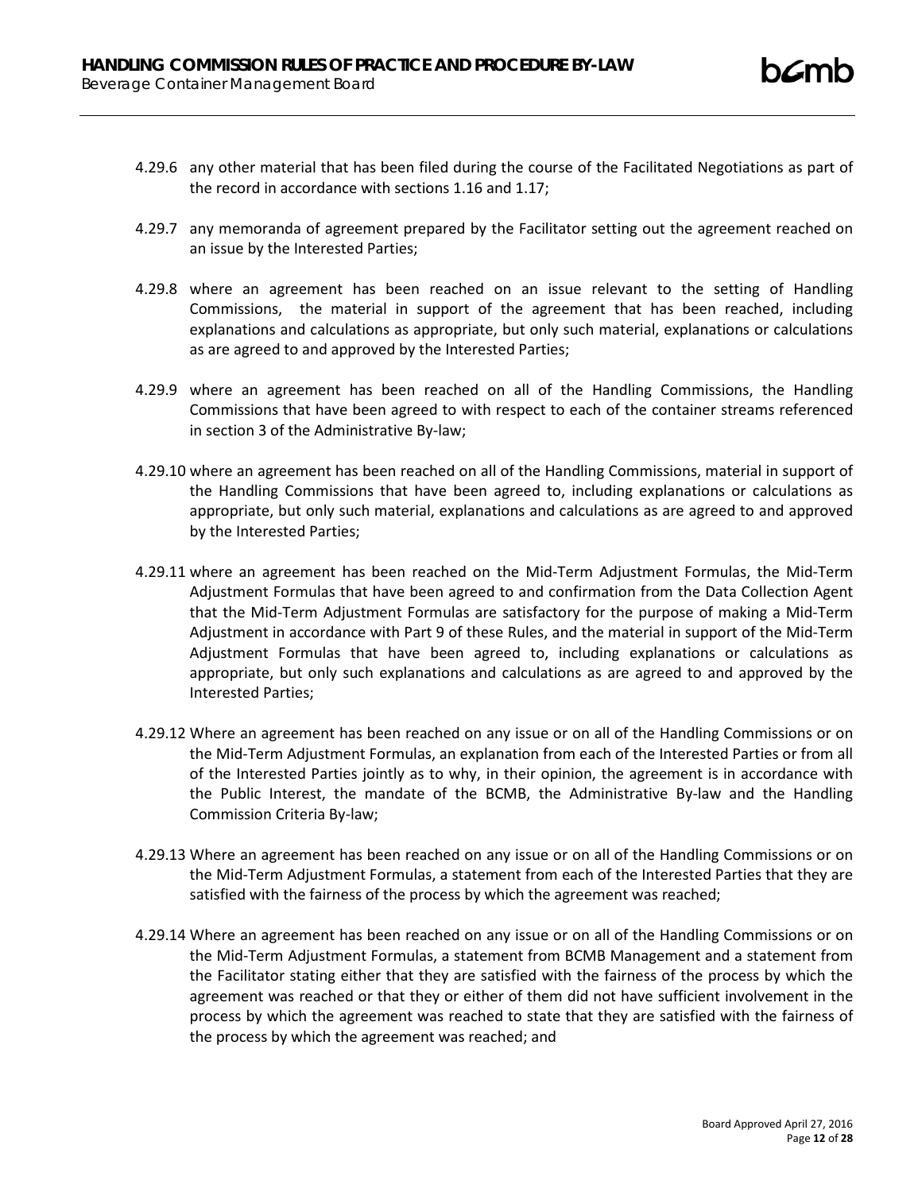4.29.6 any other material that has been filed during the course of the Facilitated Negotiations as part of the record in accordance with sections 1.16 and 1.17;

4.29.7 any memoranda of agreement prepared by the Facilitator setting out the agreement reached on an issue by the Interested Parties;

4.29.8 where an agreement has been reached on an issue relevant to the setting of Handling Commissions, the material in support of the agreement that has been reached, including explanations and calculations as appropriate, but only such material, explanations or calculations as are agreed to and approved by the Interested Parties;

4.29.9 where an agreement has been reached on all of the Handling Commissions, the Handling Commissions that have been agreed to with respect to each of the container streams referenced in section 3 of the Administrative By-law;

4.29.10 where an agreement has been reached on all of the Handling Commissions, material in support of the Handling Commissions that have been agreed to, including explanations or calculations as appropriate, but only such material, explanations and calculations as are agreed to and approved by the Interested Parties;

4.29.11 where an agreement has been reached on the Mid-Term Adjustment Formulas, the Mid-Term Adjustment Formulas that have been agreed to and confirmation from the Data Collection Agent that the Mid-Term Adjustment Formulas are satisfactory for the purpose of making a Mid-Term Adjustment in accordance with Part 9 of these Rules, and the material in support of the Mid-Term Adjustment Formulas that have been agreed to, including explanations or calculations as appropriate, but only such explanations and calculations as are agreed to and approved by the Interested Parties;

4.29.12 Where an agreement has been reached on any issue or on all of the Handling Commissions or on the Mid-Term Adjustment Formulas, an explanation from each of the Interested Parties or from all of the Interested Parties jointly as to why, in their opinion, the agreement is in accordance with the Public Interest, the mandate of the BCMB, the Administrative By-law and the Handling Commission Criteria By-law;

4.29.13 Where an agreement has been reached on any issue or on all of the Handling Commissions or on the Mid-Term Adjustment Formulas, a statement from each of the Interested Parties that they are satisfied with the fairness of the process by which the agreement was reached;

4.29.14 Where an agreement has been reached on any issue or on all of the Handling Commissions or on the Mid-Term Adjustment Formulas, a statement from BCMB Management and a statement from the Facilitator stating either that they are satisfied with the fairness of the process by which the agreement was reached or that they or either of them did not have sufficient involvement in the process by which the agreement was reached to state that they are satisfied with the fairness of the process by which the agreement was reached; and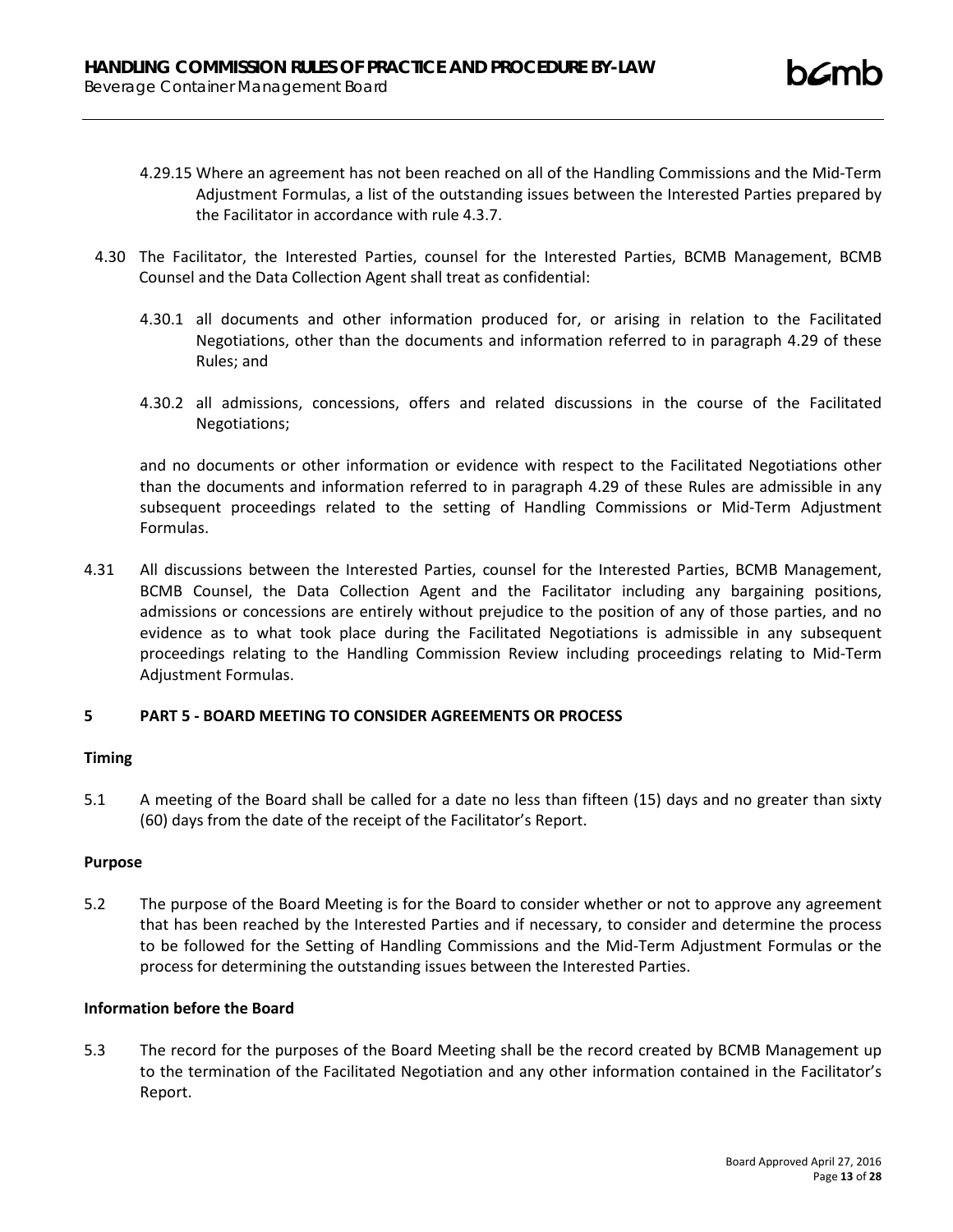4.29.15 Where an agreement has not been reached on all of the Handling Commissions and the Mid-Term Adjustment Formulas, a list of the outstanding issues between the Interested Parties prepared by the Facilitator in accordance with rule 4.3.7.

4.30 The Facilitator, the Interested Parties, counsel for the Interested Parties, BCMB Management, BCMB Counsel and the Data Collection Agent shall treat as confidential:

4.30.1 all documents and other information produced for, or arising in relation to the Facilitated Negotiations, other than the documents and information referred to in paragraph 4.29 of these Rules; and

4.30.2 all admissions, concessions, offers and related discussions in the course of the Facilitated Negotiations;

and no documents or other information or evidence with respect to the Facilitated Negotiations other than the documents and information referred to in paragraph 4.29 of these Rules are admissible in any subsequent proceedings related to the setting of Handling Commissions or Mid-Term Adjustment Formulas.

4.31 All discussions between the Interested Parties, counsel for the Interested Parties, BCMB Management, BCMB Counsel, the Data Collection Agent and the Facilitator including any bargaining positions, admissions or concessions are entirely without prejudice to the position of any of those parties, and no evidence as to what took place during the Facilitated Negotiations is admissible in any subsequent proceedings relating to the Handling Commission Review including proceedings relating to Mid-Term Adjustment Formulas.

## 5 PART 5 - BOARD MEETING TO CONSIDER AGREEMENTS OR PROCESS

### Timing

5.1 A meeting of the Board shall be called for a date no less than fifteen (15) days and no greater than sixty (60) days from the date of the receipt of the Facilitator's Report.

### Purpose

5.2 The purpose of the Board Meeting is for the Board to consider whether or not to approve any agreement that has been reached by the Interested Parties and if necessary, to consider and determine the process to be followed for the Setting of Handling Commissions and the Mid-Term Adjustment Formulas or the process for determining the outstanding issues between the Interested Parties.

### Information before the Board

5.3 The record for the purposes of the Board Meeting shall be the record created by BCMB Management up to the termination of the Facilitated Negotiation and any other information contained in the Facilitator's Report.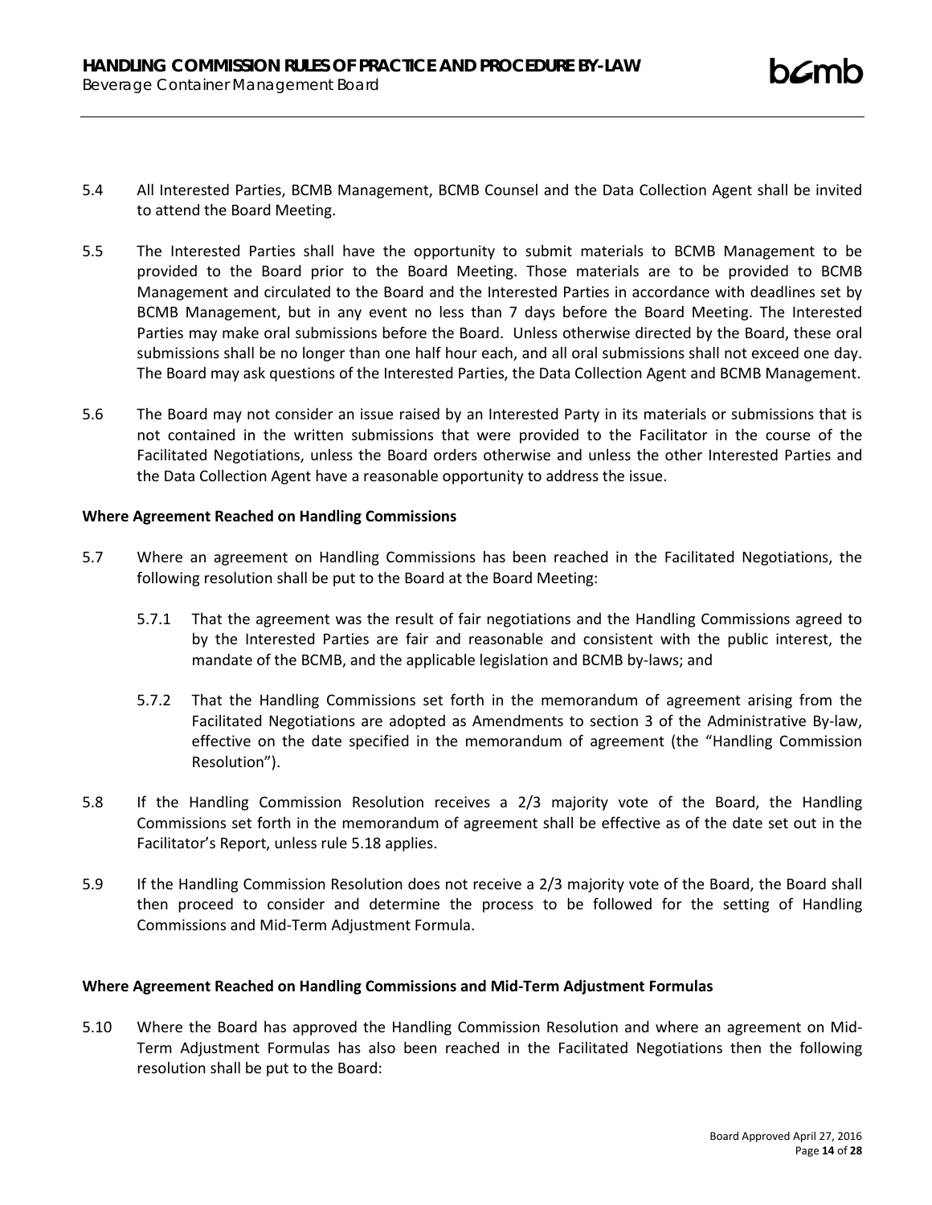5.4 All Interested Parties, BCMB Management, BCMB Counsel and the Data Collection Agent shall be invited to attend the Board Meeting.

5.5 The Interested Parties shall have the opportunity to submit materials to BCMB Management to be provided to the Board prior to the Board Meeting. Those materials are to be provided to BCMB Management and circulated to the Board and the Interested Parties in accordance with deadlines set by BCMB Management, but in any event no less than 7 days before the Board Meeting. The Interested Parties may make oral submissions before the Board. Unless otherwise directed by the Board, these oral submissions shall be no longer than one half hour each, and all oral submissions shall not exceed one day. The Board may ask questions of the Interested Parties, the Data Collection Agent and BCMB Management.

5.6 The Board may not consider an issue raised by an Interested Party in its materials or submissions that is not contained in the written submissions that were provided to the Facilitator in the course of the Facilitated Negotiations, unless the Board orders otherwise and unless the other Interested Parties and the Data Collection Agent have a reasonable opportunity to address the issue.

**Where Agreement Reached on Handling Commissions**

5.7 Where an agreement on Handling Commissions has been reached in the Facilitated Negotiations, the following resolution shall be put to the Board at the Board Meeting:

5.7.1 That the agreement was the result of fair negotiations and the Handling Commissions agreed to by the Interested Parties are fair and reasonable and consistent with the public interest, the mandate of the BCMB, and the applicable legislation and BCMB by-laws; and

5.7.2 That the Handling Commissions set forth in the memorandum of agreement arising from the Facilitated Negotiations are adopted as Amendments to section 3 of the Administrative By-law, effective on the date specified in the memorandum of agreement (the "Handling Commission Resolution").

5.8 If the Handling Commission Resolution receives a 2/3 majority vote of the Board, the Handling Commissions set forth in the memorandum of agreement shall be effective as of the date set out in the Facilitator's Report, unless rule 5.18 applies.

5.9 If the Handling Commission Resolution does not receive a 2/3 majority vote of the Board, the Board shall then proceed to consider and determine the process to be followed for the setting of Handling Commissions and Mid-Term Adjustment Formula.

**Where Agreement Reached on Handling Commissions and Mid-Term Adjustment Formulas**

5.10 Where the Board has approved the Handling Commission Resolution and where an agreement on Mid-Term Adjustment Formulas has also been reached in the Facilitated Negotiations then the following resolution shall be put to the Board: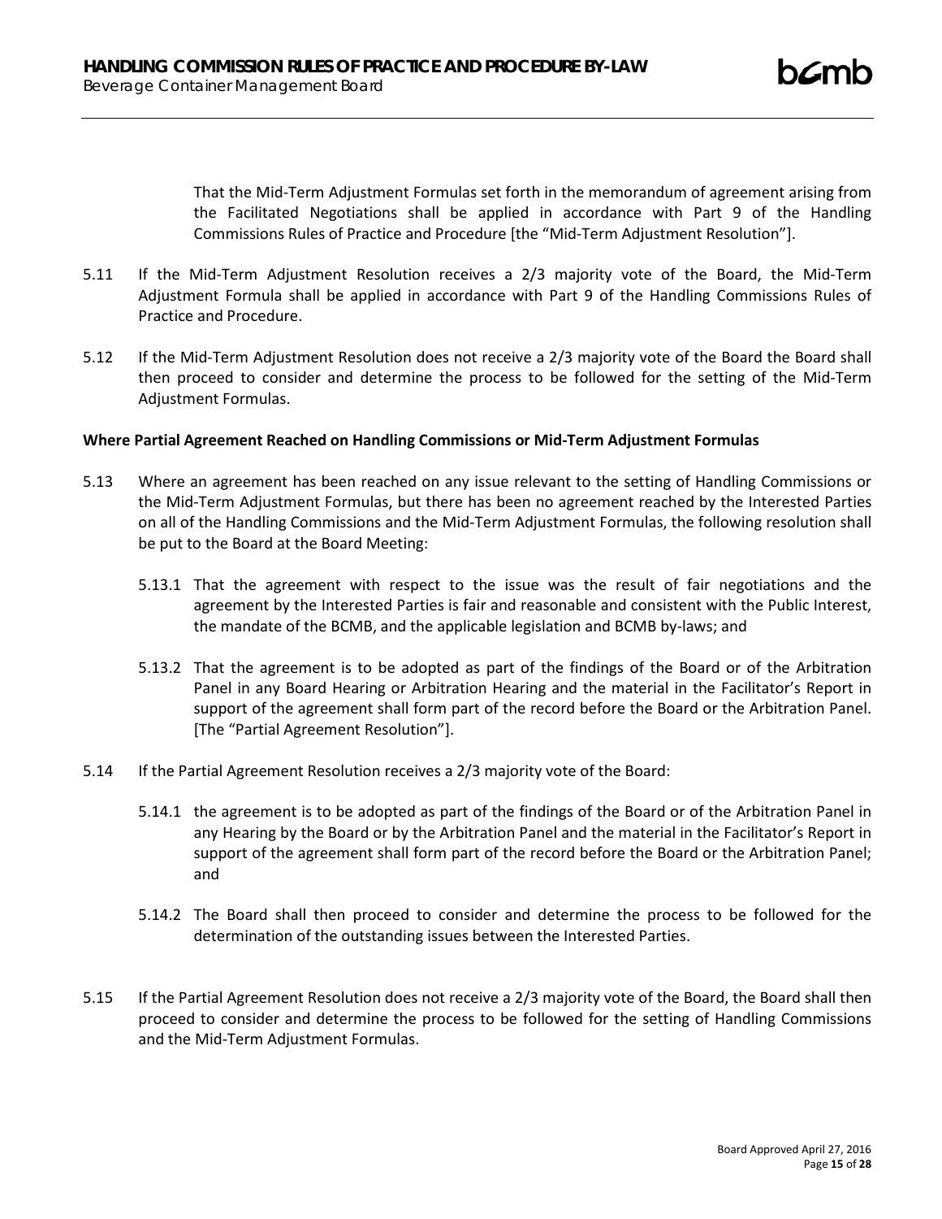That the Mid-Term Adjustment Formulas set forth in the memorandum of agreement arising from the Facilitated Negotiations shall be applied in accordance with Part 9 of the Handling Commissions Rules of Practice and Procedure [the "Mid-Term Adjustment Resolution"].

5.11 If the Mid-Term Adjustment Resolution receives a 2/3 majority vote of the Board, the Mid-Term Adjustment Formula shall be applied in accordance with Part 9 of the Handling Commissions Rules of Practice and Procedure.

5.12 If the Mid-Term Adjustment Resolution does not receive a 2/3 majority vote of the Board the Board shall then proceed to consider and determine the process to be followed for the setting of the Mid-Term Adjustment Formulas.

**Where Partial Agreement Reached on Handling Commissions or Mid-Term Adjustment Formulas**

5.13 Where an agreement has been reached on any issue relevant to the setting of Handling Commissions or the Mid-Term Adjustment Formulas, but there has been no agreement reached by the Interested Parties on all of the Handling Commissions and the Mid-Term Adjustment Formulas, the following resolution shall be put to the Board at the Board Meeting:

5.13.1 That the agreement with respect to the issue was the result of fair negotiations and the agreement by the Interested Parties is fair and reasonable and consistent with the Public Interest, the mandate of the BCMB, and the applicable legislation and BCMB by-laws; and

5.13.2 That the agreement is to be adopted as part of the findings of the Board or of the Arbitration Panel in any Board Hearing or Arbitration Hearing and the material in the Facilitator's Report in support of the agreement shall form part of the record before the Board or the Arbitration Panel. [The "Partial Agreement Resolution"].

5.14 If the Partial Agreement Resolution receives a 2/3 majority vote of the Board:

5.14.1 the agreement is to be adopted as part of the findings of the Board or of the Arbitration Panel in any Hearing by the Board or by the Arbitration Panel and the material in the Facilitator's Report in support of the agreement shall form part of the record before the Board or the Arbitration Panel; and

5.14.2 The Board shall then proceed to consider and determine the process to be followed for the determination of the outstanding issues between the Interested Parties.

5.15 If the Partial Agreement Resolution does not receive a 2/3 majority vote of the Board, the Board shall then proceed to consider and determine the process to be followed for the setting of Handling Commissions and the Mid-Term Adjustment Formulas.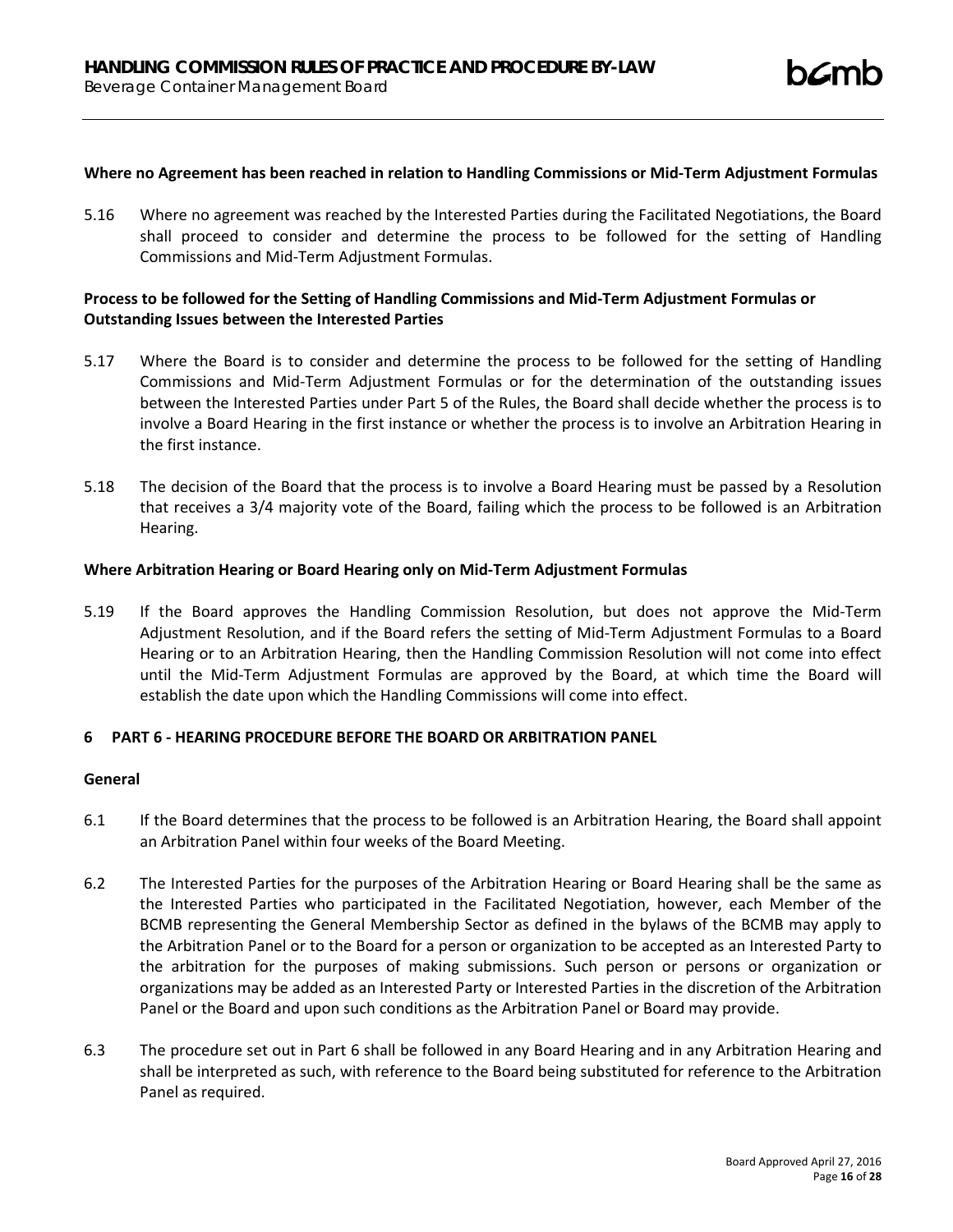**Where no Agreement has been reached in relation to Handling Commissions or Mid-Term Adjustment Formulas**

5.16 Where no agreement was reached by the Interested Parties during the Facilitated Negotiations, the Board shall proceed to consider and determine the process to be followed for the setting of Handling Commissions and Mid-Term Adjustment Formulas.

**Process to be followed for the Setting of Handling Commissions and Mid-Term Adjustment Formulas or Outstanding Issues between the Interested Parties**

5.17 Where the Board is to consider and determine the process to be followed for the setting of Handling Commissions and Mid-Term Adjustment Formulas or for the determination of the outstanding issues between the Interested Parties under Part 5 of the Rules, the Board shall decide whether the process is to involve a Board Hearing in the first instance or whether the process is to involve an Arbitration Hearing in the first instance.

5.18 The decision of the Board that the process is to involve a Board Hearing must be passed by a Resolution that receives a 3/4 majority vote of the Board, failing which the process to be followed is an Arbitration Hearing.

**Where Arbitration Hearing or Board Hearing only on Mid-Term Adjustment Formulas**

5.19 If the Board approves the Handling Commission Resolution, but does not approve the Mid-Term Adjustment Resolution, and if the Board refers the setting of Mid-Term Adjustment Formulas to a Board Hearing or to an Arbitration Hearing, then the Handling Commission Resolution will not come into effect until the Mid-Term Adjustment Formulas are approved by the Board, at which time the Board will establish the date upon which the Handling Commissions will come into effect.

## 6 PART 6 - HEARING PROCEDURE BEFORE THE BOARD OR ARBITRATION PANEL

**General**

6.1 If the Board determines that the process to be followed is an Arbitration Hearing, the Board shall appoint an Arbitration Panel within four weeks of the Board Meeting.

6.2 The Interested Parties for the purposes of the Arbitration Hearing or Board Hearing shall be the same as the Interested Parties who participated in the Facilitated Negotiation, however, each Member of the BCMB representing the General Membership Sector as defined in the bylaws of the BCMB may apply to the Arbitration Panel or to the Board for a person or organization to be accepted as an Interested Party to the arbitration for the purposes of making submissions. Such person or persons or organization or organizations may be added as an Interested Party or Interested Parties in the discretion of the Arbitration Panel or the Board and upon such conditions as the Arbitration Panel or Board may provide.

6.3 The procedure set out in Part 6 shall be followed in any Board Hearing and in any Arbitration Hearing and shall be interpreted as such, with reference to the Board being substituted for reference to the Arbitration Panel as required.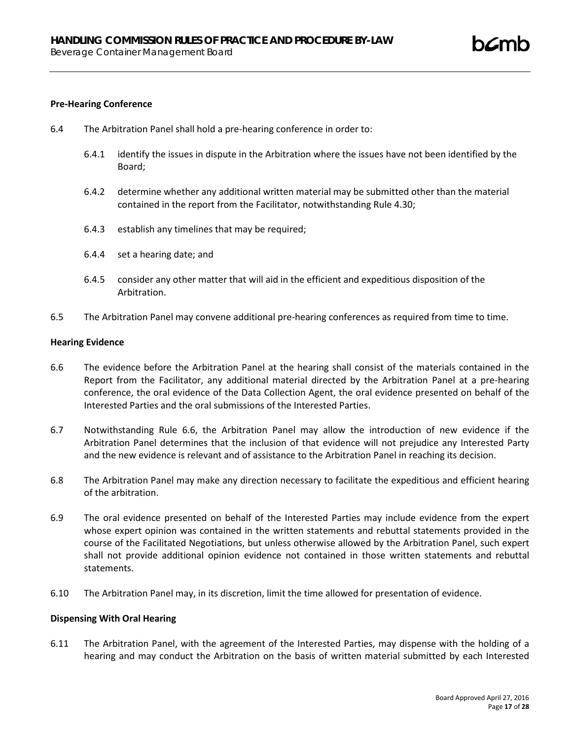**Pre-Hearing Conference**

6.4 The Arbitration Panel shall hold a pre-hearing conference in order to:

6.4.1 identify the issues in dispute in the Arbitration where the issues have not been identified by the Board;

6.4.2 determine whether any additional written material may be submitted other than the material contained in the report from the Facilitator, notwithstanding Rule 4.30;

6.4.3 establish any timelines that may be required;

6.4.4 set a hearing date; and

6.4.5 consider any other matter that will aid in the efficient and expeditious disposition of the Arbitration.

6.5 The Arbitration Panel may convene additional pre-hearing conferences as required from time to time.

**Hearing Evidence**

6.6 The evidence before the Arbitration Panel at the hearing shall consist of the materials contained in the Report from the Facilitator, any additional material directed by the Arbitration Panel at a pre-hearing conference, the oral evidence of the Data Collection Agent, the oral evidence presented on behalf of the Interested Parties and the oral submissions of the Interested Parties.

6.7 Notwithstanding Rule 6.6, the Arbitration Panel may allow the introduction of new evidence if the Arbitration Panel determines that the inclusion of that evidence will not prejudice any Interested Party and the new evidence is relevant and of assistance to the Arbitration Panel in reaching its decision.

6.8 The Arbitration Panel may make any direction necessary to facilitate the expeditious and efficient hearing of the arbitration.

6.9 The oral evidence presented on behalf of the Interested Parties may include evidence from the expert whose expert opinion was contained in the written statements and rebuttal statements provided in the course of the Facilitated Negotiations, but unless otherwise allowed by the Arbitration Panel, such expert shall not provide additional opinion evidence not contained in those written statements and rebuttal statements.

6.10 The Arbitration Panel may, in its discretion, limit the time allowed for presentation of evidence.

**Dispensing With Oral Hearing**

6.11 The Arbitration Panel, with the agreement of the Interested Parties, may dispense with the holding of a hearing and may conduct the Arbitration on the basis of written material submitted by each Interested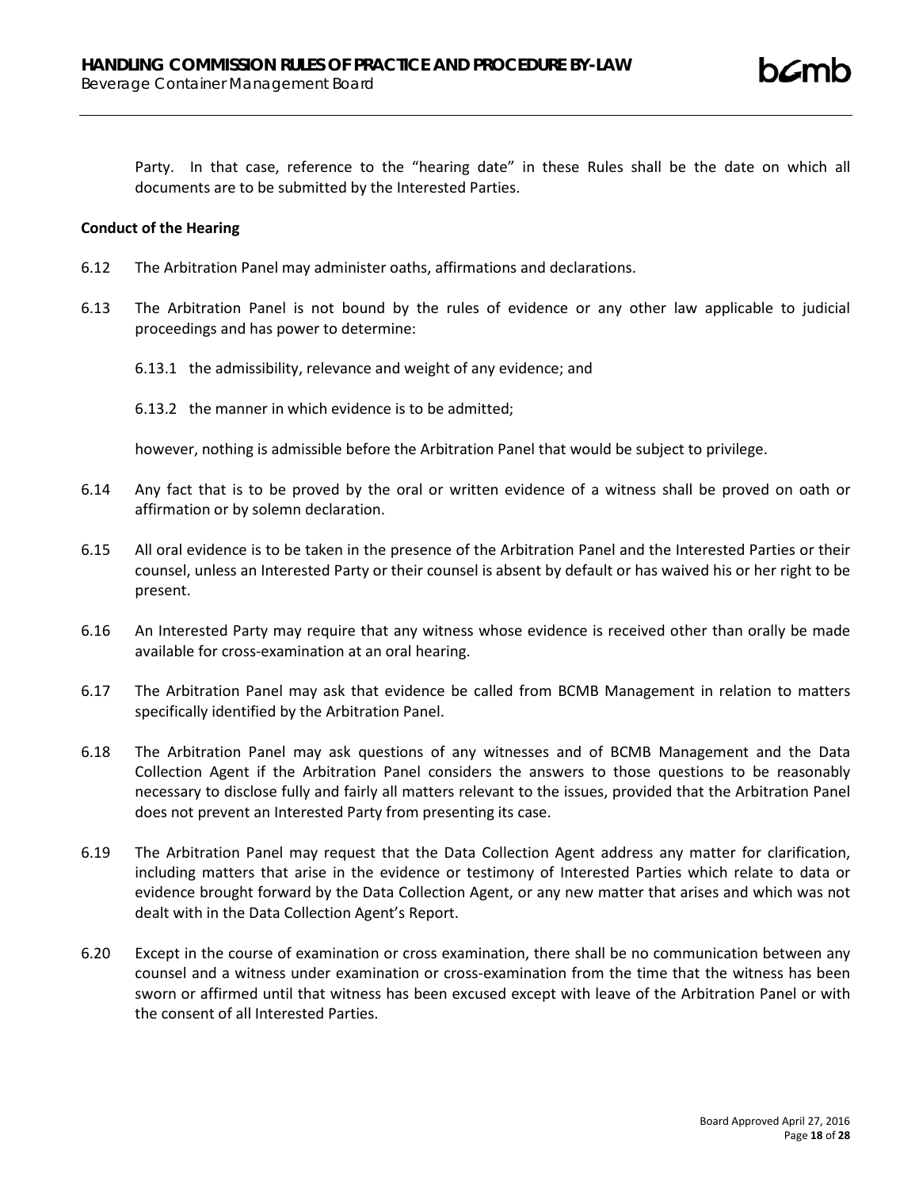Party. In that case, reference to the "hearing date" in these Rules shall be the date on which all documents are to be submitted by the Interested Parties.

**Conduct of the Hearing**

6.12 The Arbitration Panel may administer oaths, affirmations and declarations.

6.13 The Arbitration Panel is not bound by the rules of evidence or any other law applicable to judicial proceedings and has power to determine:

6.13.1 the admissibility, relevance and weight of any evidence; and

6.13.2 the manner in which evidence is to be admitted;

however, nothing is admissible before the Arbitration Panel that would be subject to privilege.

6.14 Any fact that is to be proved by the oral or written evidence of a witness shall be proved on oath or affirmation or by solemn declaration.

6.15 All oral evidence is to be taken in the presence of the Arbitration Panel and the Interested Parties or their counsel, unless an Interested Party or their counsel is absent by default or has waived his or her right to be present.

6.16 An Interested Party may require that any witness whose evidence is received other than orally be made available for cross-examination at an oral hearing.

6.17 The Arbitration Panel may ask that evidence be called from BCMB Management in relation to matters specifically identified by the Arbitration Panel.

6.18 The Arbitration Panel may ask questions of any witnesses and of BCMB Management and the Data Collection Agent if the Arbitration Panel considers the answers to those questions to be reasonably necessary to disclose fully and fairly all matters relevant to the issues, provided that the Arbitration Panel does not prevent an Interested Party from presenting its case.

6.19 The Arbitration Panel may request that the Data Collection Agent address any matter for clarification, including matters that arise in the evidence or testimony of Interested Parties which relate to data or evidence brought forward by the Data Collection Agent, or any new matter that arises and which was not dealt with in the Data Collection Agent's Report.

6.20 Except in the course of examination or cross examination, there shall be no communication between any counsel and a witness under examination or cross-examination from the time that the witness has been sworn or affirmed until that witness has been excused except with leave of the Arbitration Panel or with the consent of all Interested Parties.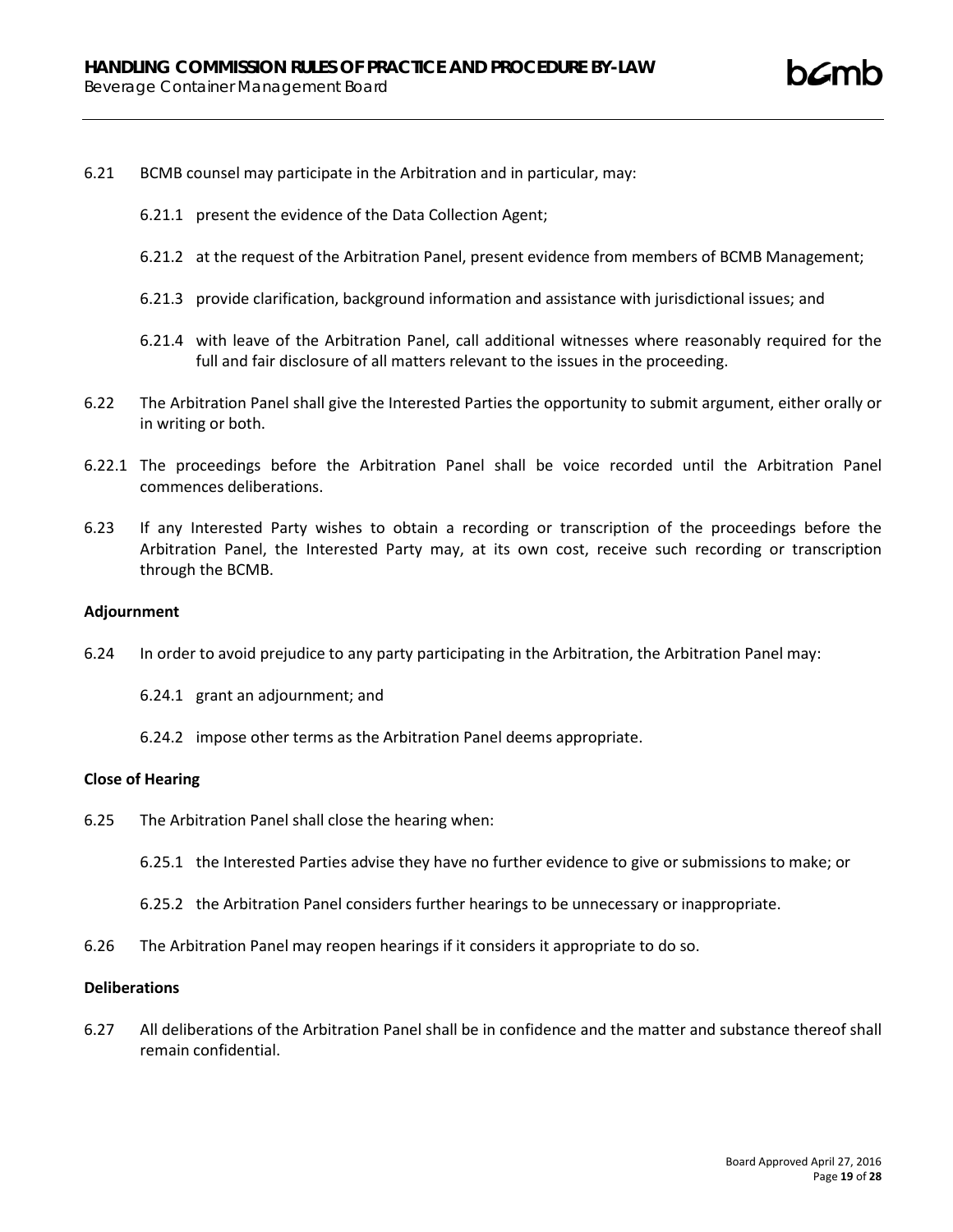6.21 BCMB counsel may participate in the Arbitration and in particular, may:

6.21.1 present the evidence of the Data Collection Agent;

6.21.2 at the request of the Arbitration Panel, present evidence from members of BCMB Management;

6.21.3 provide clarification, background information and assistance with jurisdictional issues; and

6.21.4 with leave of the Arbitration Panel, call additional witnesses where reasonably required for the full and fair disclosure of all matters relevant to the issues in the proceeding.

6.22 The Arbitration Panel shall give the Interested Parties the opportunity to submit argument, either orally or in writing or both.

6.22.1 The proceedings before the Arbitration Panel shall be voice recorded until the Arbitration Panel commences deliberations.

6.23 If any Interested Party wishes to obtain a recording or transcription of the proceedings before the Arbitration Panel, the Interested Party may, at its own cost, receive such recording or transcription through the BCMB.

**Adjournment**

6.24 In order to avoid prejudice to any party participating in the Arbitration, the Arbitration Panel may:

6.24.1 grant an adjournment; and

6.24.2 impose other terms as the Arbitration Panel deems appropriate.

**Close of Hearing**

6.25 The Arbitration Panel shall close the hearing when:

6.25.1 the Interested Parties advise they have no further evidence to give or submissions to make; or

6.25.2 the Arbitration Panel considers further hearings to be unnecessary or inappropriate.

6.26 The Arbitration Panel may reopen hearings if it considers it appropriate to do so.

**Deliberations**

6.27 All deliberations of the Arbitration Panel shall be in confidence and the matter and substance thereof shall remain confidential.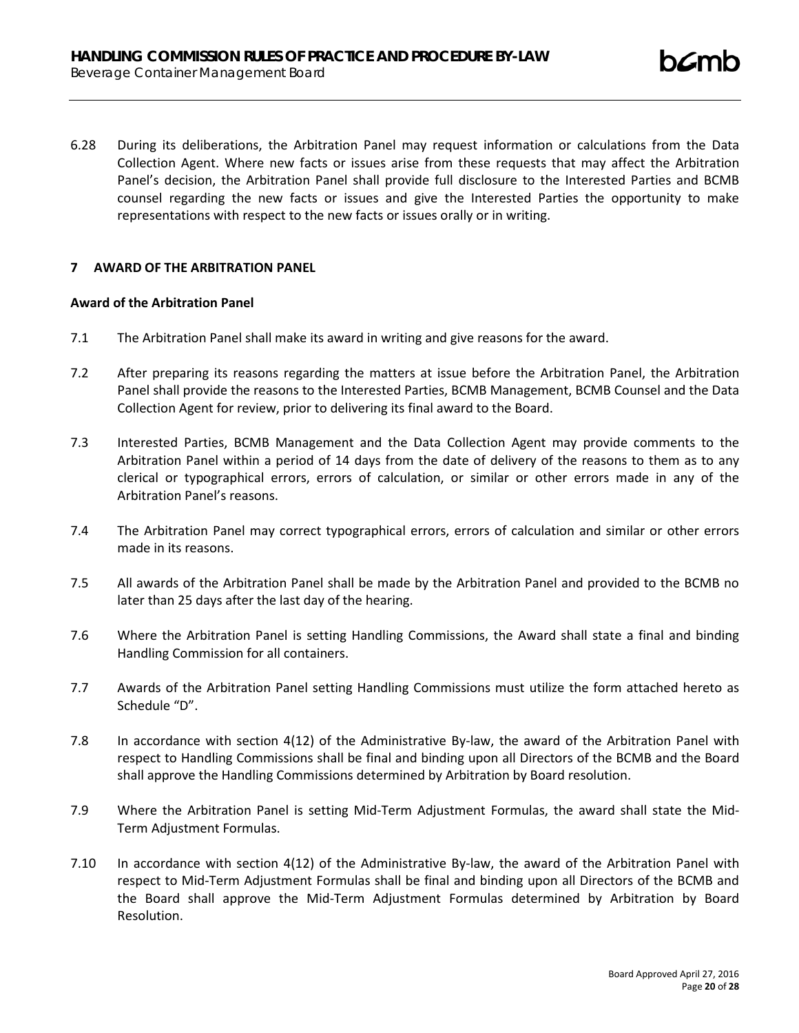6.28 During its deliberations, the Arbitration Panel may request information or calculations from the Data Collection Agent. Where new facts or issues arise from these requests that may affect the Arbitration Panel's decision, the Arbitration Panel shall provide full disclosure to the Interested Parties and BCMB counsel regarding the new facts or issues and give the Interested Parties the opportunity to make representations with respect to the new facts or issues orally or in writing.

## 7 AWARD OF THE ARBITRATION PANEL

### Award of the Arbitration Panel

7.1 The Arbitration Panel shall make its award in writing and give reasons for the award.

7.2 After preparing its reasons regarding the matters at issue before the Arbitration Panel, the Arbitration Panel shall provide the reasons to the Interested Parties, BCMB Management, BCMB Counsel and the Data Collection Agent for review, prior to delivering its final award to the Board.

7.3 Interested Parties, BCMB Management and the Data Collection Agent may provide comments to the Arbitration Panel within a period of 14 days from the date of delivery of the reasons to them as to any clerical or typographical errors, errors of calculation, or similar or other errors made in any of the Arbitration Panel's reasons.

7.4 The Arbitration Panel may correct typographical errors, errors of calculation and similar or other errors made in its reasons.

7.5 All awards of the Arbitration Panel shall be made by the Arbitration Panel and provided to the BCMB no later than 25 days after the last day of the hearing.

7.6 Where the Arbitration Panel is setting Handling Commissions, the Award shall state a final and binding Handling Commission for all containers.

7.7 Awards of the Arbitration Panel setting Handling Commissions must utilize the form attached hereto as Schedule "D".

7.8 In accordance with section 4(12) of the Administrative By-law, the award of the Arbitration Panel with respect to Handling Commissions shall be final and binding upon all Directors of the BCMB and the Board shall approve the Handling Commissions determined by Arbitration by Board resolution.

7.9 Where the Arbitration Panel is setting Mid-Term Adjustment Formulas, the award shall state the Mid-Term Adjustment Formulas.

7.10 In accordance with section 4(12) of the Administrative By-law, the award of the Arbitration Panel with respect to Mid-Term Adjustment Formulas shall be final and binding upon all Directors of the BCMB and the Board shall approve the Mid-Term Adjustment Formulas determined by Arbitration by Board Resolution.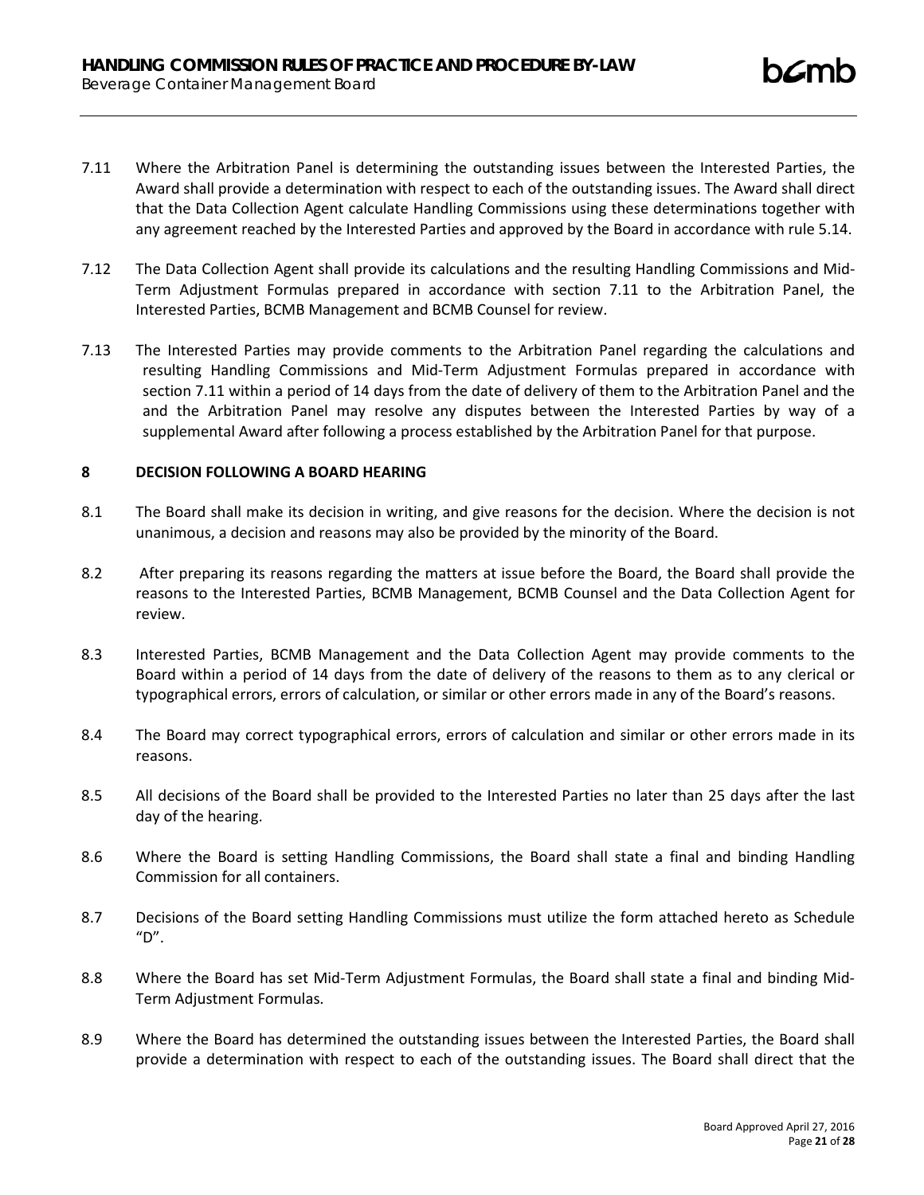7.11 Where the Arbitration Panel is determining the outstanding issues between the Interested Parties, the Award shall provide a determination with respect to each of the outstanding issues. The Award shall direct that the Data Collection Agent calculate Handling Commissions using these determinations together with any agreement reached by the Interested Parties and approved by the Board in accordance with rule 5.14.

7.12 The Data Collection Agent shall provide its calculations and the resulting Handling Commissions and Mid-Term Adjustment Formulas prepared in accordance with section 7.11 to the Arbitration Panel, the Interested Parties, BCMB Management and BCMB Counsel for review.

7.13 The Interested Parties may provide comments to the Arbitration Panel regarding the calculations and resulting Handling Commissions and Mid-Term Adjustment Formulas prepared in accordance with section 7.11 within a period of 14 days from the date of delivery of them to the Arbitration Panel and the and the Arbitration Panel may resolve any disputes between the Interested Parties by way of a supplemental Award after following a process established by the Arbitration Panel for that purpose.

## 8 DECISION FOLLOWING A BOARD HEARING

8.1 The Board shall make its decision in writing, and give reasons for the decision. Where the decision is not unanimous, a decision and reasons may also be provided by the minority of the Board.

8.2 After preparing its reasons regarding the matters at issue before the Board, the Board shall provide the reasons to the Interested Parties, BCMB Management, BCMB Counsel and the Data Collection Agent for review.

8.3 Interested Parties, BCMB Management and the Data Collection Agent may provide comments to the Board within a period of 14 days from the date of delivery of the reasons to them as to any clerical or typographical errors, errors of calculation, or similar or other errors made in any of the Board's reasons.

8.4 The Board may correct typographical errors, errors of calculation and similar or other errors made in its reasons.

8.5 All decisions of the Board shall be provided to the Interested Parties no later than 25 days after the last day of the hearing.

8.6 Where the Board is setting Handling Commissions, the Board shall state a final and binding Handling Commission for all containers.

8.7 Decisions of the Board setting Handling Commissions must utilize the form attached hereto as Schedule "D".

8.8 Where the Board has set Mid-Term Adjustment Formulas, the Board shall state a final and binding Mid-Term Adjustment Formulas.

8.9 Where the Board has determined the outstanding issues between the Interested Parties, the Board shall provide a determination with respect to each of the outstanding issues. The Board shall direct that the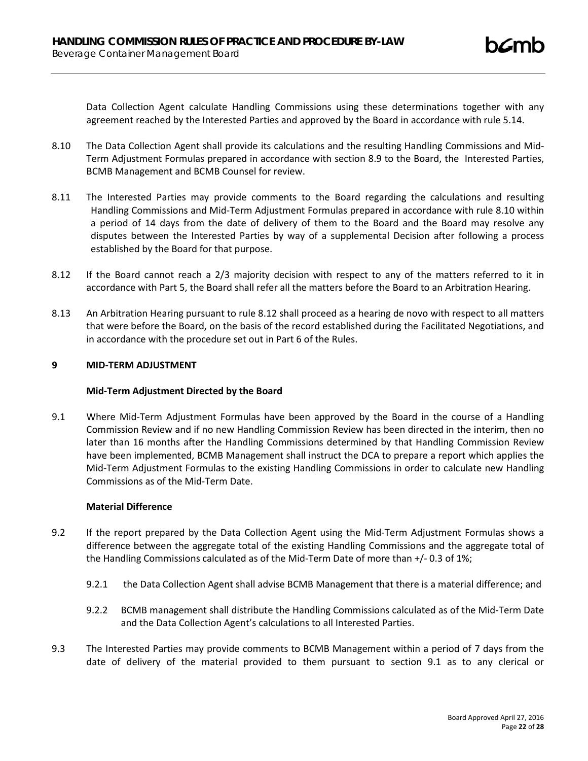Data Collection Agent calculate Handling Commissions using these determinations together with any agreement reached by the Interested Parties and approved by the Board in accordance with rule 5.14.

8.10 The Data Collection Agent shall provide its calculations and the resulting Handling Commissions and Mid-Term Adjustment Formulas prepared in accordance with section 8.9 to the Board, the Interested Parties, BCMB Management and BCMB Counsel for review.

8.11 The Interested Parties may provide comments to the Board regarding the calculations and resulting Handling Commissions and Mid-Term Adjustment Formulas prepared in accordance with rule 8.10 within a period of 14 days from the date of delivery of them to the Board and the Board may resolve any disputes between the Interested Parties by way of a supplemental Decision after following a process established by the Board for that purpose.

8.12 If the Board cannot reach a 2/3 majority decision with respect to any of the matters referred to it in accordance with Part 5, the Board shall refer all the matters before the Board to an Arbitration Hearing.

8.13 An Arbitration Hearing pursuant to rule 8.12 shall proceed as a hearing de novo with respect to all matters that were before the Board, on the basis of the record established during the Facilitated Negotiations, and in accordance with the procedure set out in Part 6 of the Rules.

## 9 MID-TERM ADJUSTMENT

### Mid-Term Adjustment Directed by the Board

9.1 Where Mid-Term Adjustment Formulas have been approved by the Board in the course of a Handling Commission Review and if no new Handling Commission Review has been directed in the interim, then no later than 16 months after the Handling Commissions determined by that Handling Commission Review have been implemented, BCMB Management shall instruct the DCA to prepare a report which applies the Mid-Term Adjustment Formulas to the existing Handling Commissions in order to calculate new Handling Commissions as of the Mid-Term Date.

### Material Difference

9.2 If the report prepared by the Data Collection Agent using the Mid-Term Adjustment Formulas shows a difference between the aggregate total of the existing Handling Commissions and the aggregate total of the Handling Commissions calculated as of the Mid-Term Date of more than +/- 0.3 of 1%;

9.2.1 the Data Collection Agent shall advise BCMB Management that there is a material difference; and

9.2.2 BCMB management shall distribute the Handling Commissions calculated as of the Mid-Term Date and the Data Collection Agent's calculations to all Interested Parties.

9.3 The Interested Parties may provide comments to BCMB Management within a period of 7 days from the date of delivery of the material provided to them pursuant to section 9.1 as to any clerical or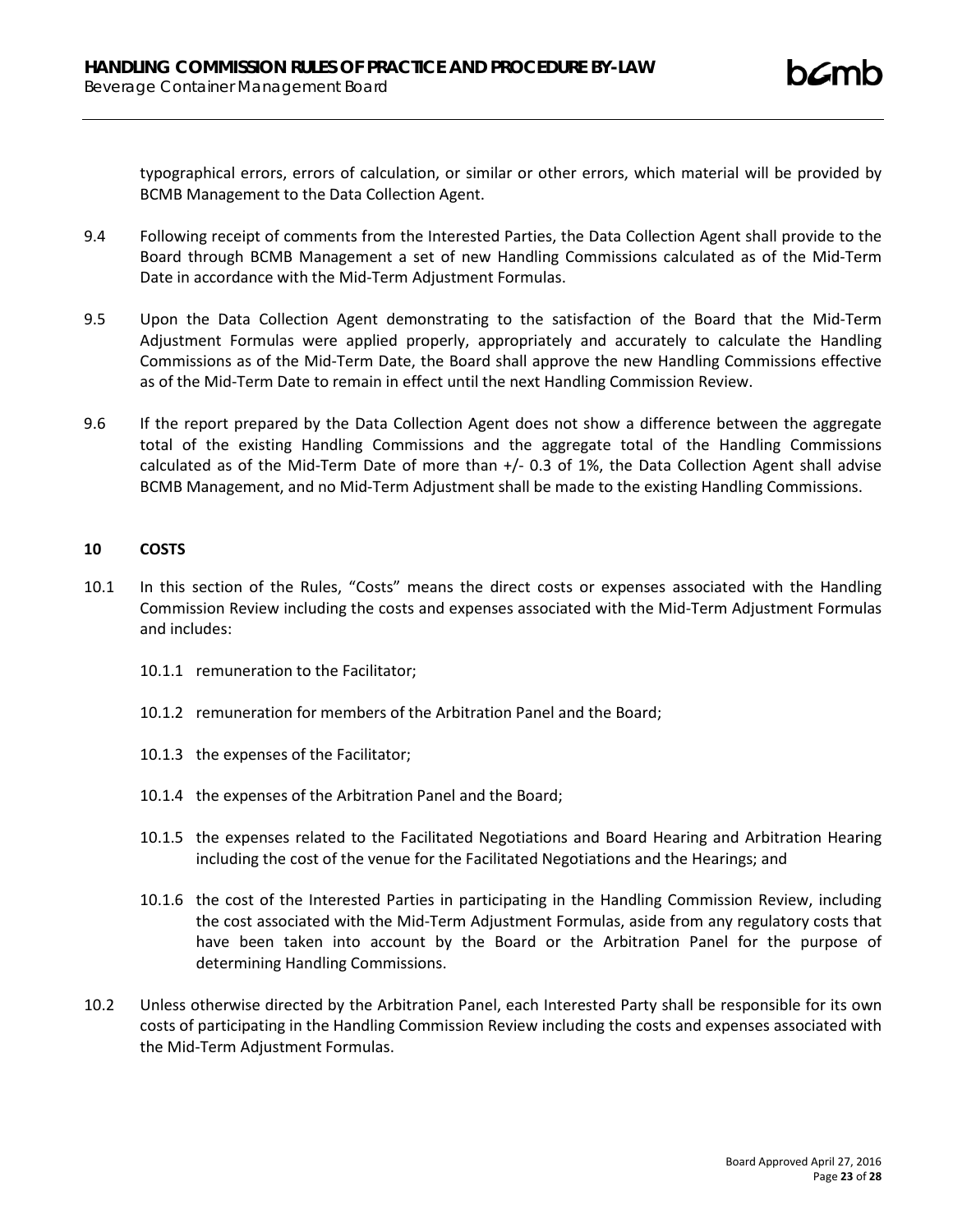typographical errors, errors of calculation, or similar or other errors, which material will be provided by BCMB Management to the Data Collection Agent.

9.4 Following receipt of comments from the Interested Parties, the Data Collection Agent shall provide to the Board through BCMB Management a set of new Handling Commissions calculated as of the Mid-Term Date in accordance with the Mid-Term Adjustment Formulas.

9.5 Upon the Data Collection Agent demonstrating to the satisfaction of the Board that the Mid-Term Adjustment Formulas were applied properly, appropriately and accurately to calculate the Handling Commissions as of the Mid-Term Date, the Board shall approve the new Handling Commissions effective as of the Mid-Term Date to remain in effect until the next Handling Commission Review.

9.6 If the report prepared by the Data Collection Agent does not show a difference between the aggregate total of the existing Handling Commissions and the aggregate total of the Handling Commissions calculated as of the Mid-Term Date of more than +/- 0.3 of 1%, the Data Collection Agent shall advise BCMB Management, and no Mid-Term Adjustment shall be made to the existing Handling Commissions.

## 10 COSTS

10.1 In this section of the Rules, "Costs" means the direct costs or expenses associated with the Handling Commission Review including the costs and expenses associated with the Mid-Term Adjustment Formulas and includes:

10.1.1 remuneration to the Facilitator;

10.1.2 remuneration for members of the Arbitration Panel and the Board;

10.1.3 the expenses of the Facilitator;

10.1.4 the expenses of the Arbitration Panel and the Board;

10.1.5 the expenses related to the Facilitated Negotiations and Board Hearing and Arbitration Hearing including the cost of the venue for the Facilitated Negotiations and the Hearings; and

10.1.6 the cost of the Interested Parties in participating in the Handling Commission Review, including the cost associated with the Mid-Term Adjustment Formulas, aside from any regulatory costs that have been taken into account by the Board or the Arbitration Panel for the purpose of determining Handling Commissions.

10.2 Unless otherwise directed by the Arbitration Panel, each Interested Party shall be responsible for its own costs of participating in the Handling Commission Review including the costs and expenses associated with the Mid-Term Adjustment Formulas.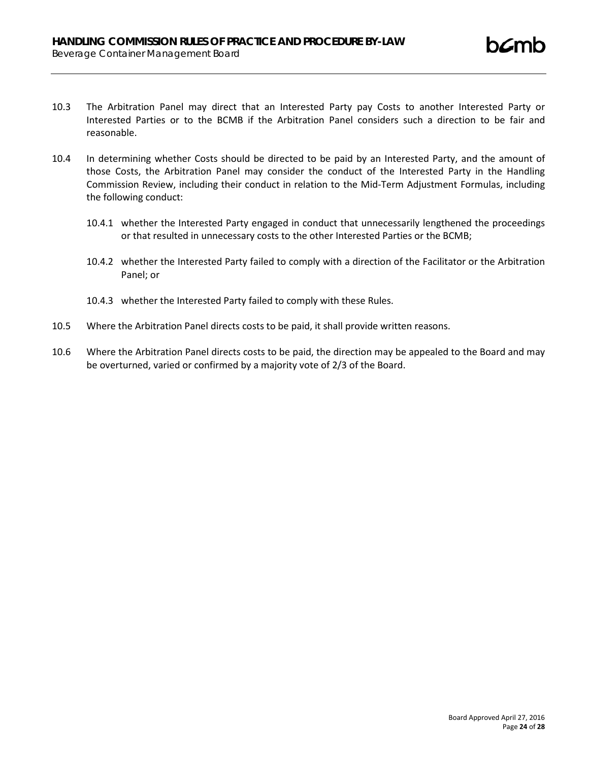10.3 The Arbitration Panel may direct that an Interested Party pay Costs to another Interested Party or Interested Parties or to the BCMB if the Arbitration Panel considers such a direction to be fair and reasonable.

10.4 In determining whether Costs should be directed to be paid by an Interested Party, and the amount of those Costs, the Arbitration Panel may consider the conduct of the Interested Party in the Handling Commission Review, including their conduct in relation to the Mid-Term Adjustment Formulas, including the following conduct:

10.4.1 whether the Interested Party engaged in conduct that unnecessarily lengthened the proceedings or that resulted in unnecessary costs to the other Interested Parties or the BCMB;

10.4.2 whether the Interested Party failed to comply with a direction of the Facilitator or the Arbitration Panel; or

10.4.3 whether the Interested Party failed to comply with these Rules.

10.5 Where the Arbitration Panel directs costs to be paid, it shall provide written reasons.

10.6 Where the Arbitration Panel directs costs to be paid, the direction may be appealed to the Board and may be overturned, varied or confirmed by a majority vote of 2/3 of the Board.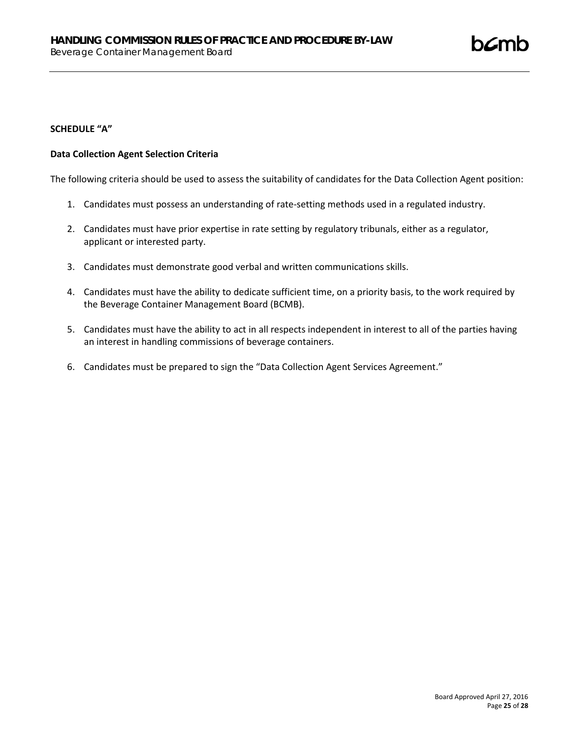**SCHEDULE "A"**

**Data Collection Agent Selection Criteria**

The following criteria should be used to assess the suitability of candidates for the Data Collection Agent position:

1. Candidates must possess an understanding of rate-setting methods used in a regulated industry.
2. Candidates must have prior expertise in rate setting by regulatory tribunals, either as a regulator, applicant or interested party.
3. Candidates must demonstrate good verbal and written communications skills.
4. Candidates must have the ability to dedicate sufficient time, on a priority basis, to the work required by the Beverage Container Management Board (BCMB).
5. Candidates must have the ability to act in all respects independent in interest to all of the parties having an interest in handling commissions of beverage containers.
6. Candidates must be prepared to sign the "Data Collection Agent Services Agreement."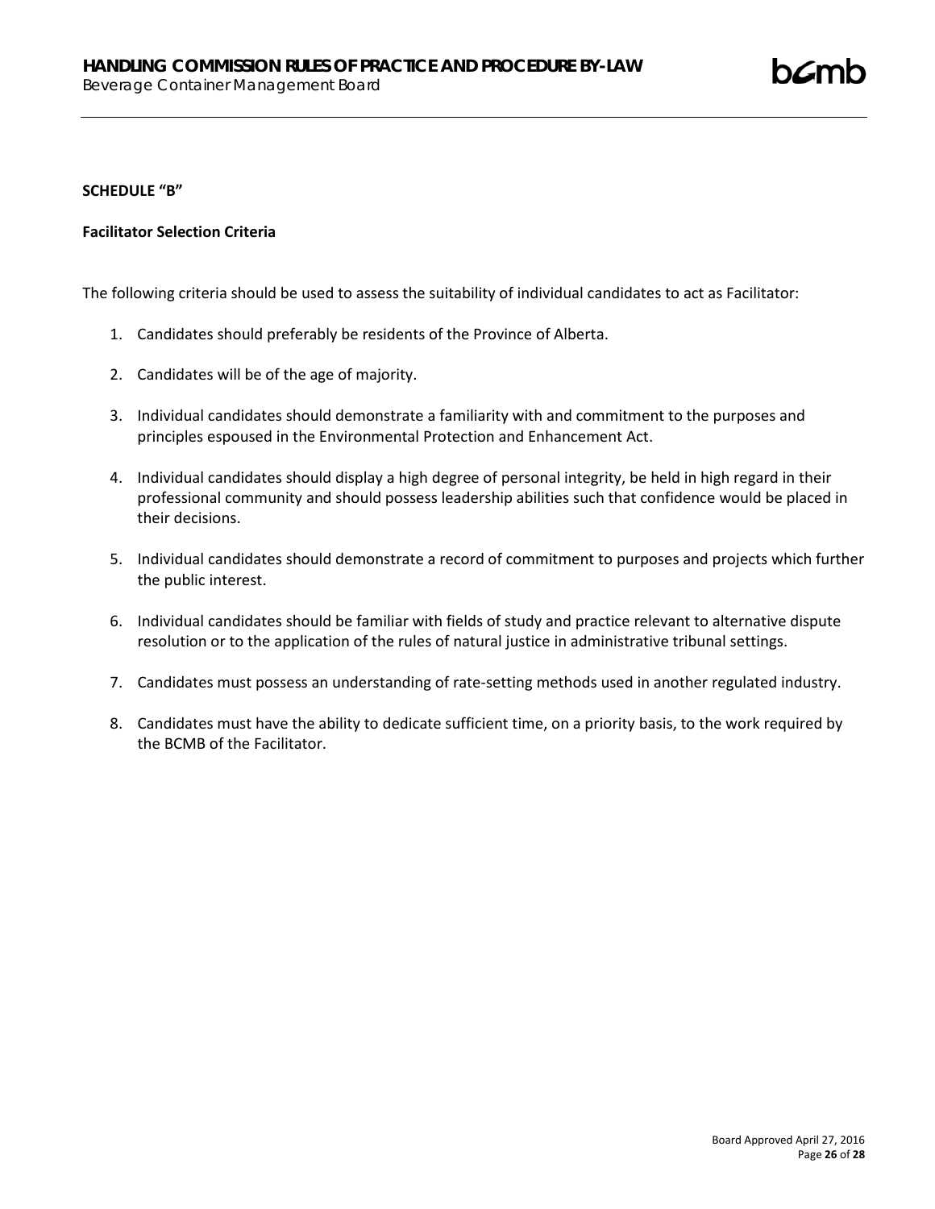**SCHEDULE "B"**

**Facilitator Selection Criteria**

The following criteria should be used to assess the suitability of individual candidates to act as Facilitator:

1. Candidates should preferably be residents of the Province of Alberta.
2. Candidates will be of the age of majority.
3. Individual candidates should demonstrate a familiarity with and commitment to the purposes and principles espoused in the Environmental Protection and Enhancement Act.
4. Individual candidates should display a high degree of personal integrity, be held in high regard in their professional community and should possess leadership abilities such that confidence would be placed in their decisions.
5. Individual candidates should demonstrate a record of commitment to purposes and projects which further the public interest.
6. Individual candidates should be familiar with fields of study and practice relevant to alternative dispute resolution or to the application of the rules of natural justice in administrative tribunal settings.
7. Candidates must possess an understanding of rate-setting methods used in another regulated industry.
8. Candidates must have the ability to dedicate sufficient time, on a priority basis, to the work required by the BCMB of the Facilitator.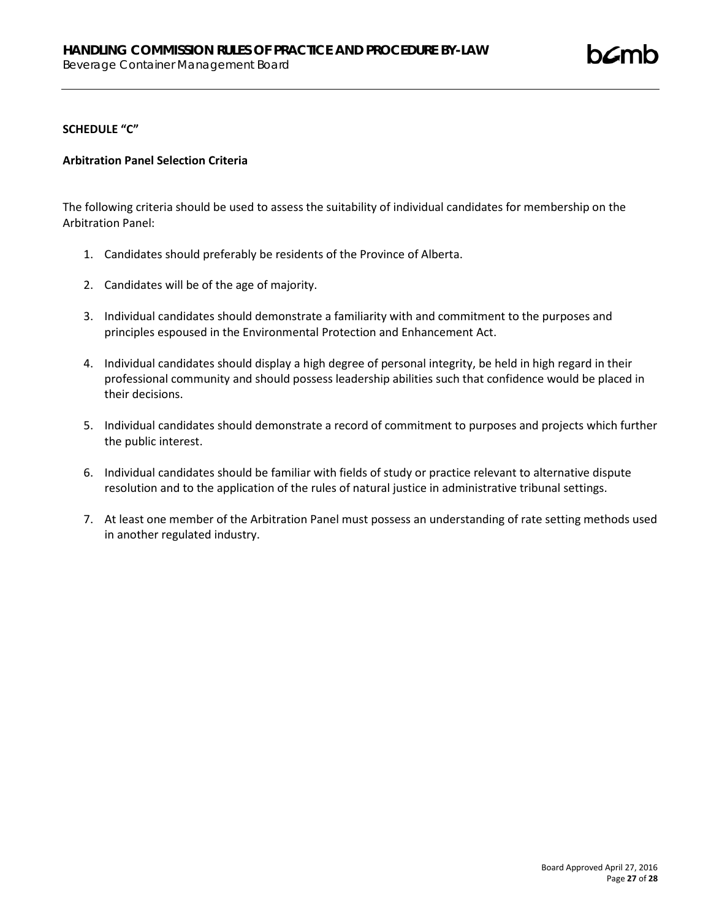**SCHEDULE "C"**

**Arbitration Panel Selection Criteria**

The following criteria should be used to assess the suitability of individual candidates for membership on the Arbitration Panel:

1. Candidates should preferably be residents of the Province of Alberta.
2. Candidates will be of the age of majority.
3. Individual candidates should demonstrate a familiarity with and commitment to the purposes and principles espoused in the Environmental Protection and Enhancement Act.
4. Individual candidates should display a high degree of personal integrity, be held in high regard in their professional community and should possess leadership abilities such that confidence would be placed in their decisions.
5. Individual candidates should demonstrate a record of commitment to purposes and projects which further the public interest.
6. Individual candidates should be familiar with fields of study or practice relevant to alternative dispute resolution and to the application of the rules of natural justice in administrative tribunal settings.
7. At least one member of the Arbitration Panel must possess an understanding of rate setting methods used in another regulated industry.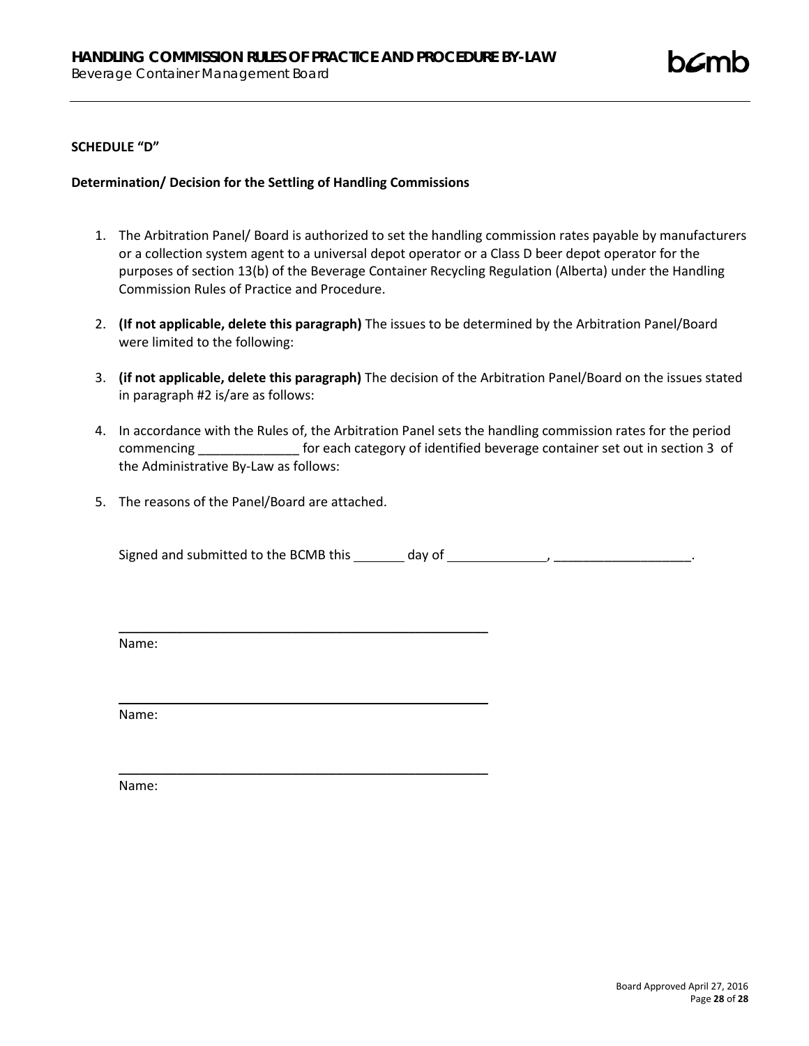**SCHEDULE "D"**

**Determination/ Decision for the Settling of Handling Commissions**

1. The Arbitration Panel/ Board is authorized to set the handling commission rates payable by manufacturers or a collection system agent to a universal depot operator or a Class D beer depot operator for the purposes of section 13(b) of the Beverage Container Recycling Regulation (Alberta) under the Handling Commission Rules of Practice and Procedure.

2. **(If not applicable, delete this paragraph)** The issues to be determined by the Arbitration Panel/Board were limited to the following:

3. **(if not applicable, delete this paragraph)** The decision of the Arbitration Panel/Board on the issues stated in paragraph #2 is/are as follows:

4. In accordance with the Rules of, the Arbitration Panel sets the handling commission rates for the period commencing ______________ for each category of identified beverage container set out in section 3 of the Administrative By-Law as follows:

5. The reasons of the Panel/Board are attached.

Signed and submitted to the BCMB this _______ day of ______________, ___________________.

_____________________________________________________

Name:

_____________________________________________________

Name:

_____________________________________________________

Name: